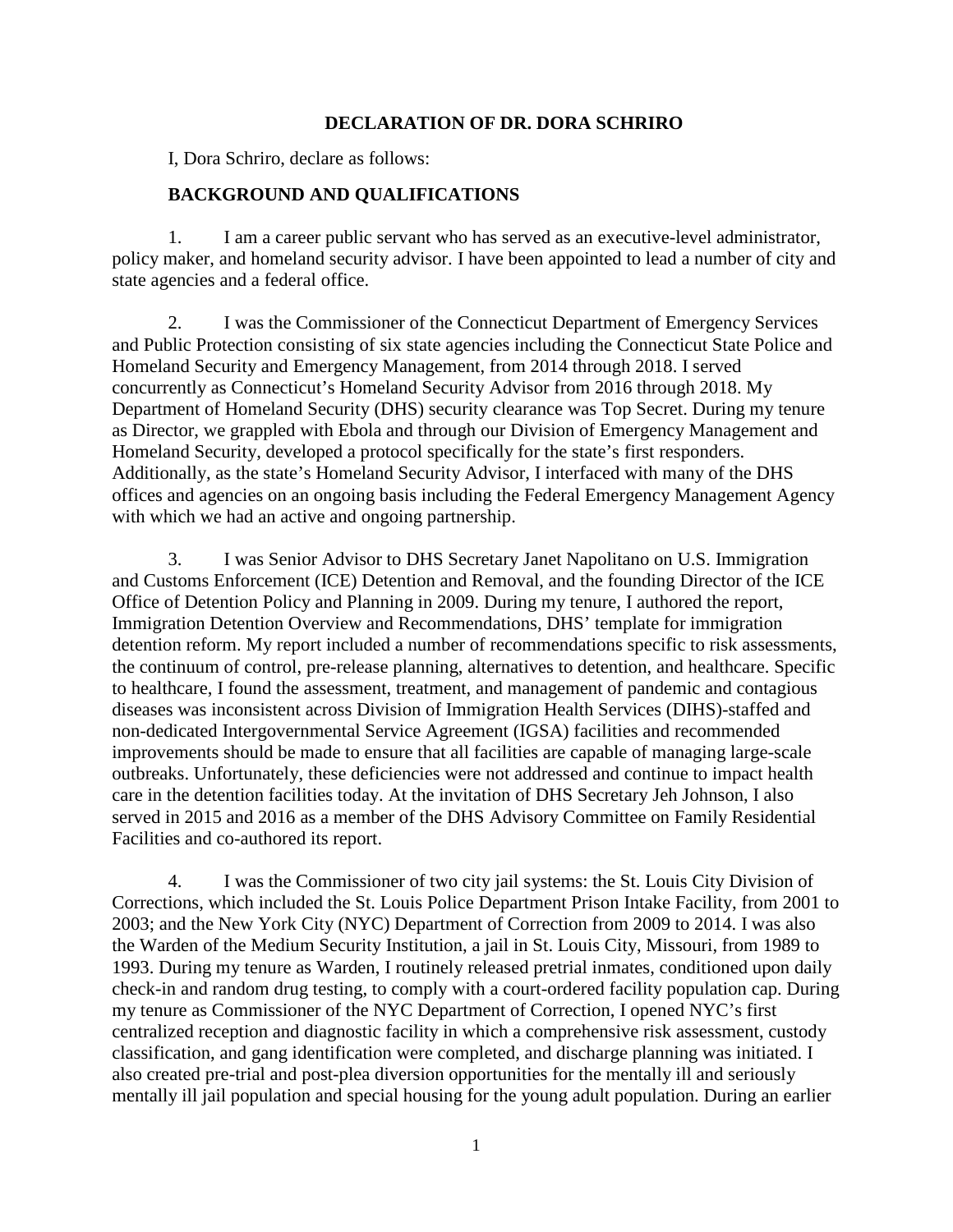# DECLARATION OF DR. DORA SCHRIRO

I, Dora Schriro, declare as follows:

## BACKGROUND AND QUALIFICATIONS

1. I am a career public servant who has served as an executive-level administrator, policy maker, and homeland security advisor. I have been appointed to lead a number of city and state agencies and a federal office.

2. I was the Commissioner of the Connecticut Department of Emergency Services and Public Protection consisting of six state agencies including the Connecticut State Police and Homeland Security and Emergency Management, from 2014 through 2018. I served concurrently as Connecticut's Homeland Security Advisor from 2016 through 2018. My Department of Homeland Security (DHS) security clearance was Top Secret. During my tenure as Director, we grappled with Ebola and through our Division of Emergency Management and Homeland Security, developed a protocol specifically for the state's first responders. Additionally, as the state's Homeland Security Advisor, I interfaced with many of the DHS offices and agencies on an ongoing basis including the Federal Emergency Management Agency with which we had an active and ongoing partnership.

3. I was Senior Advisor to DHS Secretary Janet Napolitano on U.S. Immigration and Customs Enforcement (ICE) Detention and Removal, and the founding Director of the ICE Office of Detention Policy and Planning in 2009. During my tenure, I authored the report, Immigration Detention Overview and Recommendations, DHS' template for immigration detention reform. My report included a number of recommendations specific to risk assessments, the continuum of control, pre-release planning, alternatives to detention, and healthcare. Specific to healthcare, I found the assessment, treatment, and management of pandemic and contagious diseases was inconsistent across Division of Immigration Health Services (DIHS)-staffed and non-dedicated Intergovernmental Service Agreement (IGSA) facilities and recommended improvements should be made to ensure that all facilities are capable of managing large-scale outbreaks. Unfortunately, these deficiencies were not addressed and continue to impact health care in the detention facilities today. At the invitation of DHS Secretary Jeh Johnson, I also served in 2015 and 2016 as a member of the DHS Advisory Committee on Family Residential Facilities and co-authored its report.

4. I was the Commissioner of two city jail systems: the St. Louis City Division of Corrections, which included the St. Louis Police Department Prison Intake Facility, from 2001 to 2003; and the New York City (NYC) Department of Correction from 2009 to 2014. I was also the Warden of the Medium Security Institution, a jail in St. Louis City, Missouri, from 1989 to 1993. During my tenure as Warden, I routinely released pretrial inmates, conditioned upon daily check-in and random drug testing, to comply with a court-ordered facility population cap. During my tenure as Commissioner of the NYC Department of Correction, I opened NYC's first centralized reception and diagnostic facility in which a comprehensive risk assessment, custody classification, and gang identification were completed, and discharge planning was initiated. I also created pre-trial and post-plea diversion opportunities for the mentally ill and seriously mentally ill jail population and special housing for the young adult population. During an earlier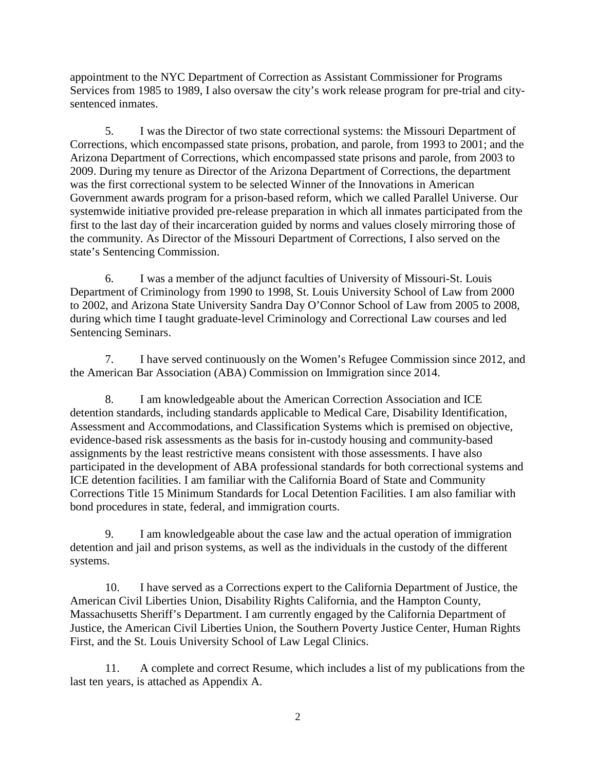appointment to the NYC Department of Correction as Assistant Commissioner for Programs Services from 1985 to 1989, I also oversaw the city's work release program for pre-trial and city-sentenced inmates.

5. I was the Director of two state correctional systems: the Missouri Department of Corrections, which encompassed state prisons, probation, and parole, from 1993 to 2001; and the Arizona Department of Corrections, which encompassed state prisons and parole, from 2003 to 2009. During my tenure as Director of the Arizona Department of Corrections, the department was the first correctional system to be selected Winner of the Innovations in American Government awards program for a prison-based reform, which we called Parallel Universe. Our systemwide initiative provided pre-release preparation in which all inmates participated from the first to the last day of their incarceration guided by norms and values closely mirroring those of the community. As Director of the Missouri Department of Corrections, I also served on the state's Sentencing Commission.

6. I was a member of the adjunct faculties of University of Missouri-St. Louis Department of Criminology from 1990 to 1998, St. Louis University School of Law from 2000 to 2002, and Arizona State University Sandra Day O'Connor School of Law from 2005 to 2008, during which time I taught graduate-level Criminology and Correctional Law courses and led Sentencing Seminars.

7. I have served continuously on the Women's Refugee Commission since 2012, and the American Bar Association (ABA) Commission on Immigration since 2014.

8. I am knowledgeable about the American Correction Association and ICE detention standards, including standards applicable to Medical Care, Disability Identification, Assessment and Accommodations, and Classification Systems which is premised on objective, evidence-based risk assessments as the basis for in-custody housing and community-based assignments by the least restrictive means consistent with those assessments. I have also participated in the development of ABA professional standards for both correctional systems and ICE detention facilities. I am familiar with the California Board of State and Community Corrections Title 15 Minimum Standards for Local Detention Facilities. I am also familiar with bond procedures in state, federal, and immigration courts.

9. I am knowledgeable about the case law and the actual operation of immigration detention and jail and prison systems, as well as the individuals in the custody of the different systems.

10. I have served as a Corrections expert to the California Department of Justice, the American Civil Liberties Union, Disability Rights California, and the Hampton County, Massachusetts Sheriff's Department. I am currently engaged by the California Department of Justice, the American Civil Liberties Union, the Southern Poverty Justice Center, Human Rights First, and the St. Louis University School of Law Legal Clinics.

11. A complete and correct Resume, which includes a list of my publications from the last ten years, is attached as Appendix A.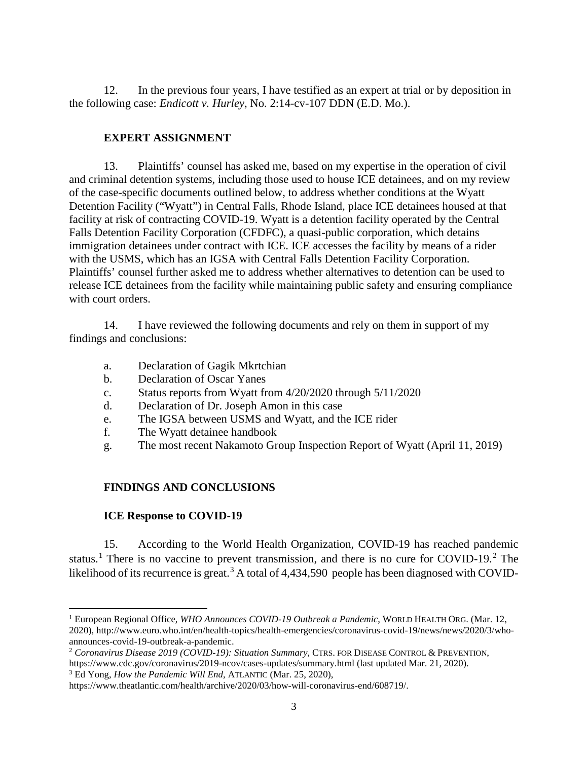12. In the previous four years, I have testified as an expert at trial or by deposition in the following case: *Endicott v. Hurley*, No. 2:14-cv-107 DDN (E.D. Mo.).

## EXPERT ASSIGNMENT

13. Plaintiffs' counsel has asked me, based on my expertise in the operation of civil and criminal detention systems, including those used to house ICE detainees, and on my review of the case-specific documents outlined below, to address whether conditions at the Wyatt Detention Facility ("Wyatt") in Central Falls, Rhode Island, place ICE detainees housed at that facility at risk of contracting COVID-19. Wyatt is a detention facility operated by the Central Falls Detention Facility Corporation (CFDFC), a quasi-public corporation, which detains immigration detainees under contract with ICE. ICE accesses the facility by means of a rider with the USMS, which has an IGSA with Central Falls Detention Facility Corporation. Plaintiffs' counsel further asked me to address whether alternatives to detention can be used to release ICE detainees from the facility while maintaining public safety and ensuring compliance with court orders.

14. I have reviewed the following documents and rely on them in support of my findings and conclusions:

a. Declaration of Gagik Mkrtchian
b. Declaration of Oscar Yanes
c. Status reports from Wyatt from 4/20/2020 through 5/11/2020
d. Declaration of Dr. Joseph Amon in this case
e. The IGSA between USMS and Wyatt, and the ICE rider
f. The Wyatt detainee handbook
g. The most recent Nakamoto Group Inspection Report of Wyatt (April 11, 2019)

## FINDINGS AND CONCLUSIONS

### ICE Response to COVID-19

15. According to the World Health Organization, COVID-19 has reached pandemic status.[1] There is no vaccine to prevent transmission, and there is no cure for COVID-19.[2] The likelihood of its recurrence is great.[3] A total of 4,434,590 people has been diagnosed with COVID-

---

[1] European Regional Office, *WHO Announces COVID-19 Outbreak a Pandemic*, WORLD HEALTH ORG. (Mar. 12, 2020), http://www.euro.who.int/en/health-topics/health-emergencies/coronavirus-covid-19/news/news/2020/3/who-announces-covid-19-outbreak-a-pandemic.

[2] *Coronavirus Disease 2019 (COVID-19): Situation Summary*, CTRS. FOR DISEASE CONTROL & PREVENTION, https://www.cdc.gov/coronavirus/2019-ncov/cases-updates/summary.html (last updated Mar. 21, 2020).

[3] Ed Yong, *How the Pandemic Will End*, ATLANTIC (Mar. 25, 2020), https://www.theatlantic.com/health/archive/2020/03/how-will-coronavirus-end/608719/.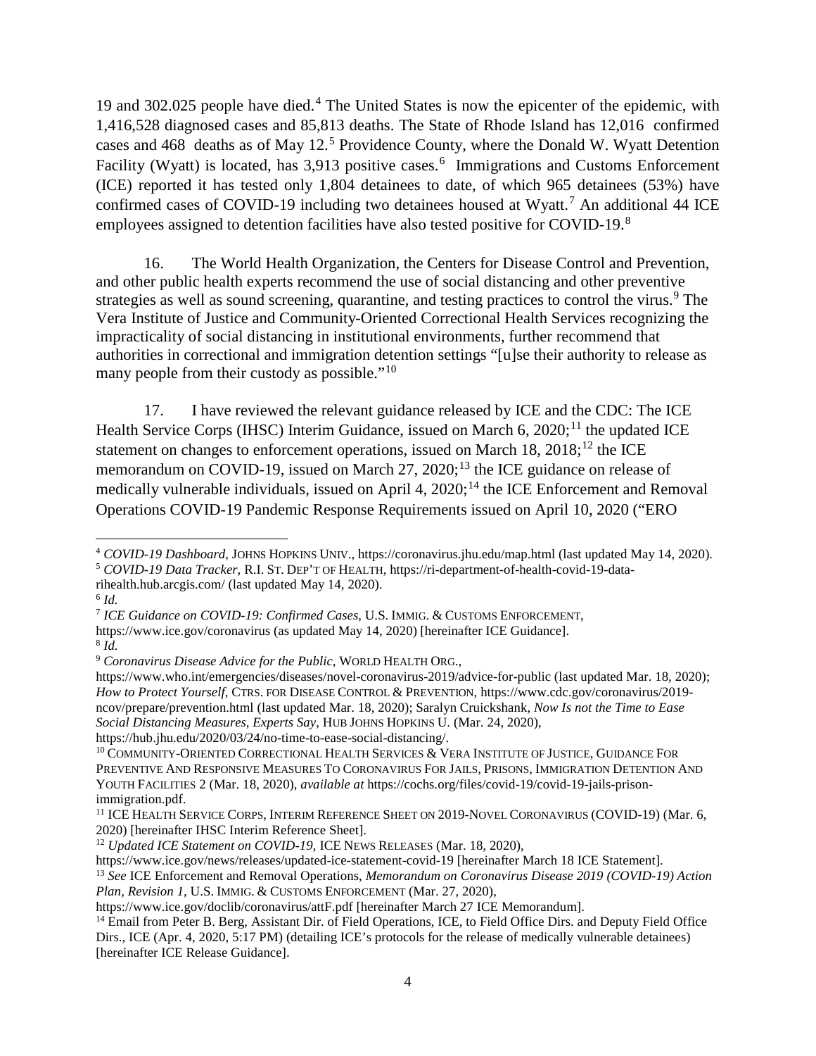19 and 302.025 people have died.[4] The United States is now the epicenter of the epidemic, with 1,416,528 diagnosed cases and 85,813 deaths. The State of Rhode Island has 12,016 confirmed cases and 468 deaths as of May 12.[5] Providence County, where the Donald W. Wyatt Detention Facility (Wyatt) is located, has 3,913 positive cases.[6] Immigrations and Customs Enforcement (ICE) reported it has tested only 1,804 detainees to date, of which 965 detainees (53%) have confirmed cases of COVID-19 including two detainees housed at Wyatt.[7] An additional 44 ICE employees assigned to detention facilities have also tested positive for COVID-19.[8]

16. The World Health Organization, the Centers for Disease Control and Prevention, and other public health experts recommend the use of social distancing and other preventive strategies as well as sound screening, quarantine, and testing practices to control the virus.[9] The Vera Institute of Justice and Community-Oriented Correctional Health Services recognizing the impracticality of social distancing in institutional environments, further recommend that authorities in correctional and immigration detention settings "[u]se their authority to release as many people from their custody as possible."[10]

17. I have reviewed the relevant guidance released by ICE and the CDC: The ICE Health Service Corps (IHSC) Interim Guidance, issued on March 6, 2020;[11] the updated ICE statement on changes to enforcement operations, issued on March 18, 2018;[12] the ICE memorandum on COVID-19, issued on March 27, 2020;[13] the ICE guidance on release of medically vulnerable individuals, issued on April 4, 2020;[14] the ICE Enforcement and Removal Operations COVID-19 Pandemic Response Requirements issued on April 10, 2020 ("ERO

---

[4] *COVID-19 Dashboard*, JOHNS HOPKINS UNIV., https://coronavirus.jhu.edu/map.html (last updated May 14, 2020).

[5] *COVID-19 Data Tracker*, R.I. ST. DEP'T OF HEALTH, https://ri-department-of-health-covid-19-data-rihealth.hub.arcgis.com/ (last updated May 14, 2020).

[6] *Id.*

[7] *ICE Guidance on COVID-19: Confirmed Cases*, U.S. IMMIG. & CUSTOMS ENFORCEMENT, https://www.ice.gov/coronavirus (as updated May 14, 2020) [hereinafter ICE Guidance].

[8] *Id.*

[9] *Coronavirus Disease Advice for the Public*, WORLD HEALTH ORG., https://www.who.int/emergencies/diseases/novel-coronavirus-2019/advice-for-public (last updated Mar. 18, 2020); *How to Protect Yourself*, CTRS. FOR DISEASE CONTROL & PREVENTION, https://www.cdc.gov/coronavirus/2019-ncov/prepare/prevention.html (last updated Mar. 18, 2020); Saralyn Cruickshank, *Now Is not the Time to Ease Social Distancing Measures, Experts Say*, HUB JOHNS HOPKINS U. (Mar. 24, 2020), https://hub.jhu.edu/2020/03/24/no-time-to-ease-social-distancing/.

[10] COMMUNITY-ORIENTED CORRECTIONAL HEALTH SERVICES & VERA INSTITUTE OF JUSTICE, GUIDANCE FOR PREVENTIVE AND RESPONSIVE MEASURES TO CORONAVIRUS FOR JAILS, PRISONS, IMMIGRATION DETENTION AND YOUTH FACILITIES 2 (Mar. 18, 2020), *available at* https://cochs.org/files/covid-19/covid-19-jails-prison-immigration.pdf.

[11] ICE HEALTH SERVICE CORPS, INTERIM REFERENCE SHEET ON 2019-NOVEL CORONAVIRUS (COVID-19) (Mar. 6, 2020) [hereinafter IHSC Interim Reference Sheet].

[12] *Updated ICE Statement on COVID-19*, ICE NEWS RELEASES (Mar. 18, 2020), https://www.ice.gov/news/releases/updated-ice-statement-covid-19 [hereinafter March 18 ICE Statement].

[13] *See* ICE Enforcement and Removal Operations, *Memorandum on Coronavirus Disease 2019 (COVID-19) Action Plan, Revision 1*, U.S. IMMIG. & CUSTOMS ENFORCEMENT (Mar. 27, 2020), https://www.ice.gov/doclib/coronavirus/attF.pdf [hereinafter March 27 ICE Memorandum].

[14] Email from Peter B. Berg, Assistant Dir. of Field Operations, ICE, to Field Office Dirs. and Deputy Field Office Dirs., ICE (Apr. 4, 2020, 5:17 PM) (detailing ICE's protocols for the release of medically vulnerable detainees) [hereinafter ICE Release Guidance].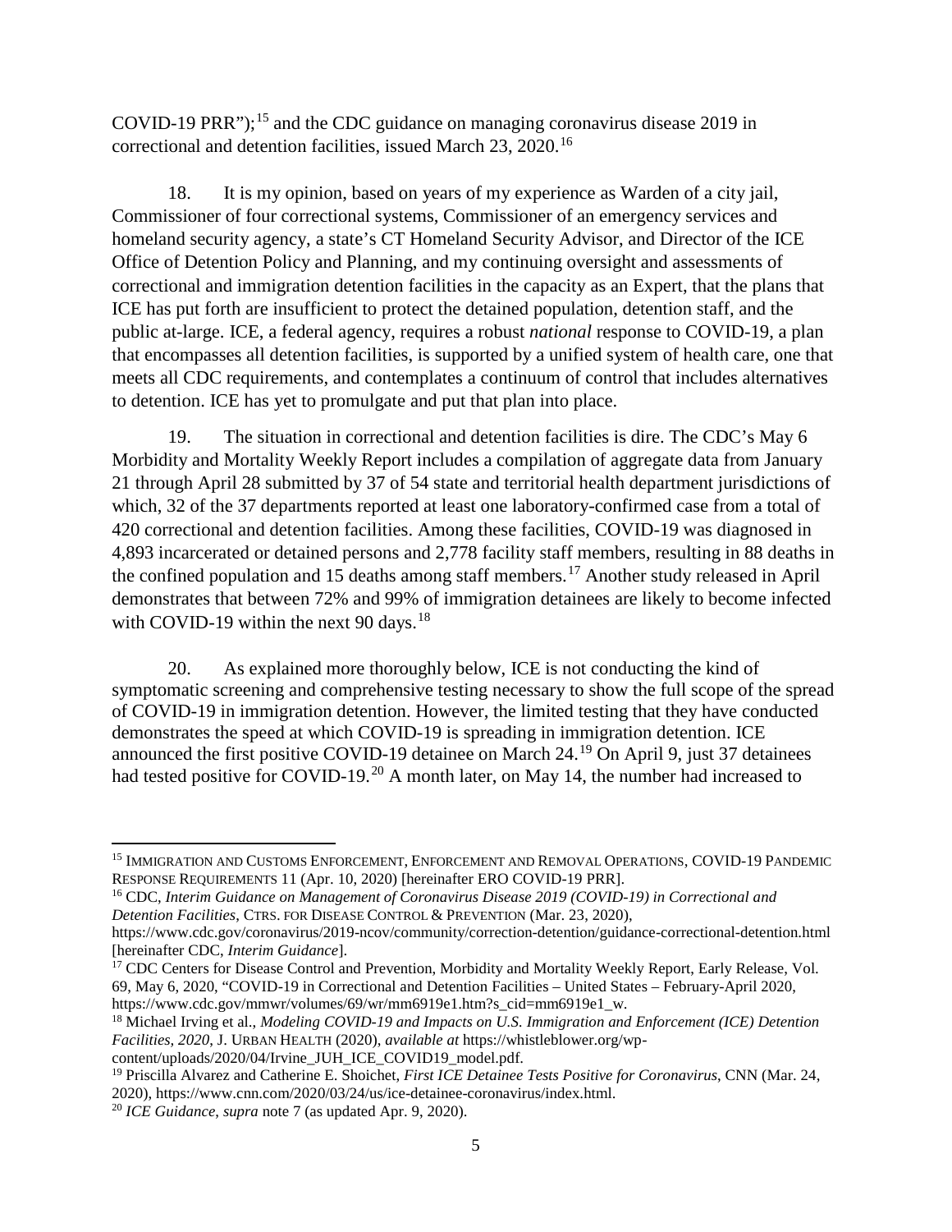COVID-19 PRR");[15] and the CDC guidance on managing coronavirus disease 2019 in correctional and detention facilities, issued March 23, 2020.[16]

18. It is my opinion, based on years of my experience as Warden of a city jail, Commissioner of four correctional systems, Commissioner of an emergency services and homeland security agency, a state's CT Homeland Security Advisor, and Director of the ICE Office of Detention Policy and Planning, and my continuing oversight and assessments of correctional and immigration detention facilities in the capacity as an Expert, that the plans that ICE has put forth are insufficient to protect the detained population, detention staff, and the public at-large. ICE, a federal agency, requires a robust *national* response to COVID-19, a plan that encompasses all detention facilities, is supported by a unified system of health care, one that meets all CDC requirements, and contemplates a continuum of control that includes alternatives to detention. ICE has yet to promulgate and put that plan into place.

19. The situation in correctional and detention facilities is dire. The CDC's May 6 Morbidity and Mortality Weekly Report includes a compilation of aggregate data from January 21 through April 28 submitted by 37 of 54 state and territorial health department jurisdictions of which, 32 of the 37 departments reported at least one laboratory-confirmed case from a total of 420 correctional and detention facilities. Among these facilities, COVID-19 was diagnosed in 4,893 incarcerated or detained persons and 2,778 facility staff members, resulting in 88 deaths in the confined population and 15 deaths among staff members.[17] Another study released in April demonstrates that between 72% and 99% of immigration detainees are likely to become infected with COVID-19 within the next 90 days.[18]

20. As explained more thoroughly below, ICE is not conducting the kind of symptomatic screening and comprehensive testing necessary to show the full scope of the spread of COVID-19 in immigration detention. However, the limited testing that they have conducted demonstrates the speed at which COVID-19 is spreading in immigration detention. ICE announced the first positive COVID-19 detainee on March 24.[19] On April 9, just 37 detainees had tested positive for COVID-19.[20] A month later, on May 14, the number had increased to

---

[15] IMMIGRATION AND CUSTOMS ENFORCEMENT, ENFORCEMENT AND REMOVAL OPERATIONS, COVID-19 PANDEMIC RESPONSE REQUIREMENTS 11 (Apr. 10, 2020) [hereinafter ERO COVID-19 PRR].

[16] CDC, *Interim Guidance on Management of Coronavirus Disease 2019 (COVID-19) in Correctional and Detention Facilities*, CTRS. FOR DISEASE CONTROL & PREVENTION (Mar. 23, 2020), https://www.cdc.gov/coronavirus/2019-ncov/community/correction-detention/guidance-correctional-detention.html [hereinafter CDC, *Interim Guidance*].

[17] CDC Centers for Disease Control and Prevention, Morbidity and Mortality Weekly Report, Early Release, Vol. 69, May 6, 2020, "COVID-19 in Correctional and Detention Facilities – United States – February-April 2020, https://www.cdc.gov/mmwr/volumes/69/wr/mm6919e1.htm?s_cid=mm6919e1_w.

[18] Michael Irving et al., *Modeling COVID-19 and Impacts on U.S. Immigration and Enforcement (ICE) Detention Facilities, 2020*, J. URBAN HEALTH (2020), *available at* https://whistleblower.org/wp-content/uploads/2020/04/Irvine_JUH_ICE_COVID19_model.pdf.

[19] Priscilla Alvarez and Catherine E. Shoichet, *First ICE Detainee Tests Positive for Coronavirus*, CNN (Mar. 24, 2020), https://www.cnn.com/2020/03/24/us/ice-detainee-coronavirus/index.html.

[20] *ICE Guidance*, *supra* note 7 (as updated Apr. 9, 2020).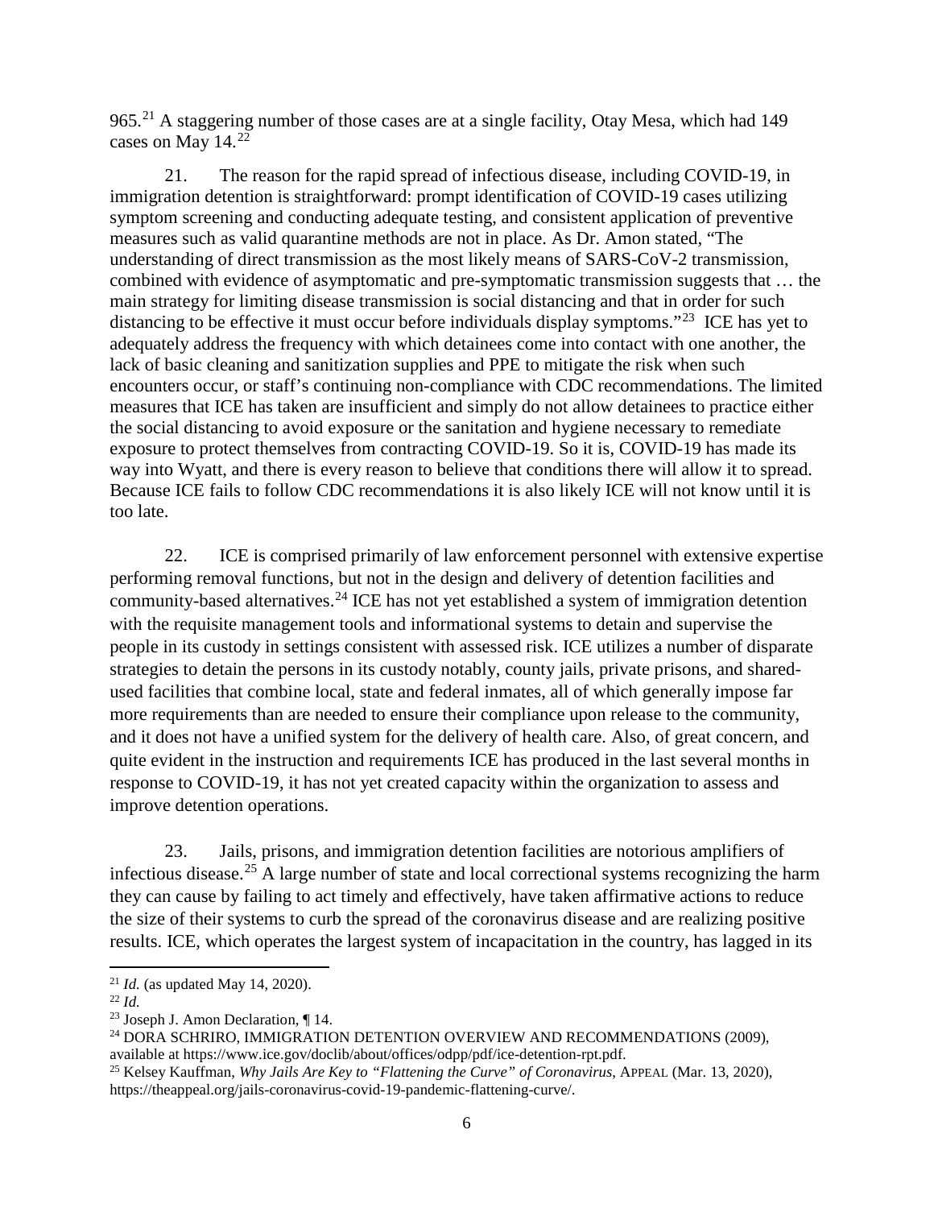965.[21] A staggering number of those cases are at a single facility, Otay Mesa, which had 149 cases on May 14.[22]

21. The reason for the rapid spread of infectious disease, including COVID-19, in immigration detention is straightforward: prompt identification of COVID-19 cases utilizing symptom screening and conducting adequate testing, and consistent application of preventive measures such as valid quarantine methods are not in place. As Dr. Amon stated, "The understanding of direct transmission as the most likely means of SARS-CoV-2 transmission, combined with evidence of asymptomatic and pre-symptomatic transmission suggests that … the main strategy for limiting disease transmission is social distancing and that in order for such distancing to be effective it must occur before individuals display symptoms."[23] ICE has yet to adequately address the frequency with which detainees come into contact with one another, the lack of basic cleaning and sanitization supplies and PPE to mitigate the risk when such encounters occur, or staff's continuing non-compliance with CDC recommendations. The limited measures that ICE has taken are insufficient and simply do not allow detainees to practice either the social distancing to avoid exposure or the sanitation and hygiene necessary to remediate exposure to protect themselves from contracting COVID-19. So it is, COVID-19 has made its way into Wyatt, and there is every reason to believe that conditions there will allow it to spread. Because ICE fails to follow CDC recommendations it is also likely ICE will not know until it is too late.

22. ICE is comprised primarily of law enforcement personnel with extensive expertise performing removal functions, but not in the design and delivery of detention facilities and community-based alternatives.[24] ICE has not yet established a system of immigration detention with the requisite management tools and informational systems to detain and supervise the people in its custody in settings consistent with assessed risk. ICE utilizes a number of disparate strategies to detain the persons in its custody notably, county jails, private prisons, and shared-used facilities that combine local, state and federal inmates, all of which generally impose far more requirements than are needed to ensure their compliance upon release to the community, and it does not have a unified system for the delivery of health care. Also, of great concern, and quite evident in the instruction and requirements ICE has produced in the last several months in response to COVID-19, it has not yet created capacity within the organization to assess and improve detention operations.

23. Jails, prisons, and immigration detention facilities are notorious amplifiers of infectious disease.[25] A large number of state and local correctional systems recognizing the harm they can cause by failing to act timely and effectively, have taken affirmative actions to reduce the size of their systems to curb the spread of the coronavirus disease and are realizing positive results. ICE, which operates the largest system of incapacitation in the country, has lagged in its

---

[21] *Id.* (as updated May 14, 2020).

[22] *Id.*

[23] Joseph J. Amon Declaration, ¶ 14.

[24] DORA SCHRIRO, IMMIGRATION DETENTION OVERVIEW AND RECOMMENDATIONS (2009), available at https://www.ice.gov/doclib/about/offices/odpp/pdf/ice-detention-rpt.pdf.

[25] Kelsey Kauffman, *Why Jails Are Key to "Flattening the Curve" of Coronavirus*, APPEAL (Mar. 13, 2020), https://theappeal.org/jails-coronavirus-covid-19-pandemic-flattening-curve/.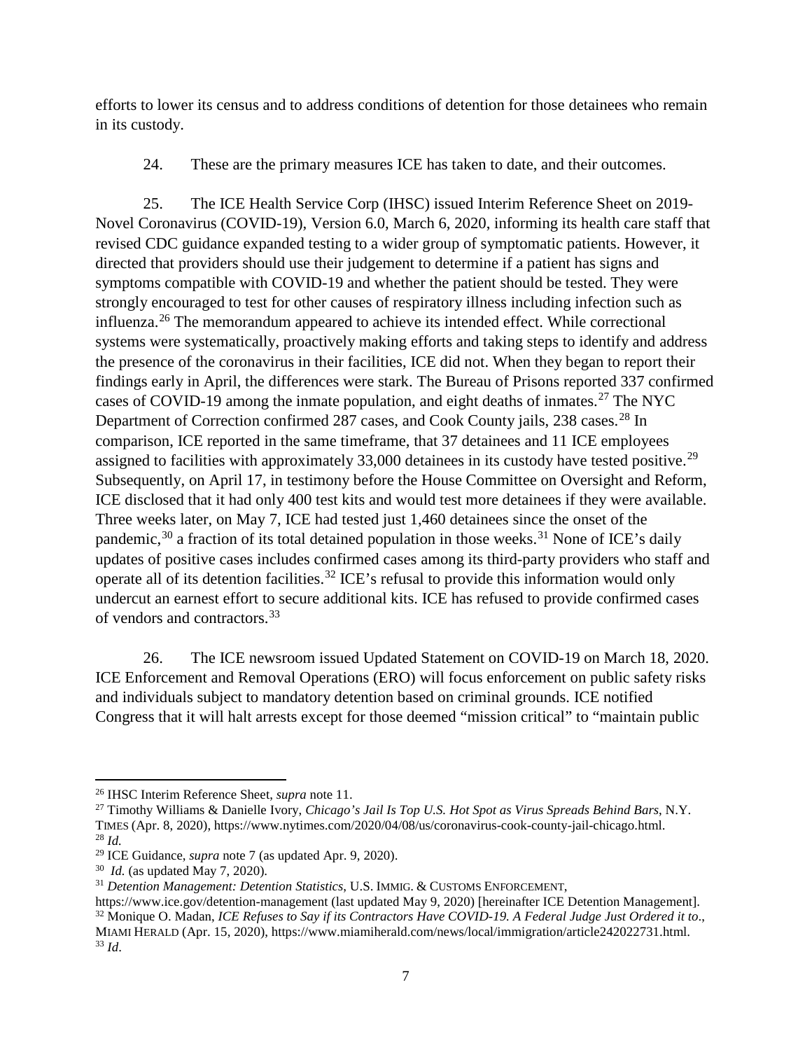efforts to lower its census and to address conditions of detention for those detainees who remain in its custody.

24. These are the primary measures ICE has taken to date, and their outcomes.

25. The ICE Health Service Corp (IHSC) issued Interim Reference Sheet on 2019-Novel Coronavirus (COVID-19), Version 6.0, March 6, 2020, informing its health care staff that revised CDC guidance expanded testing to a wider group of symptomatic patients. However, it directed that providers should use their judgement to determine if a patient has signs and symptoms compatible with COVID-19 and whether the patient should be tested. They were strongly encouraged to test for other causes of respiratory illness including infection such as influenza.[26] The memorandum appeared to achieve its intended effect. While correctional systems were systematically, proactively making efforts and taking steps to identify and address the presence of the coronavirus in their facilities, ICE did not. When they began to report their findings early in April, the differences were stark. The Bureau of Prisons reported 337 confirmed cases of COVID-19 among the inmate population, and eight deaths of inmates.[27] The NYC Department of Correction confirmed 287 cases, and Cook County jails, 238 cases.[28] In comparison, ICE reported in the same timeframe, that 37 detainees and 11 ICE employees assigned to facilities with approximately 33,000 detainees in its custody have tested positive.[29] Subsequently, on April 17, in testimony before the House Committee on Oversight and Reform, ICE disclosed that it had only 400 test kits and would test more detainees if they were available. Three weeks later, on May 7, ICE had tested just 1,460 detainees since the onset of the pandemic,[30] a fraction of its total detained population in those weeks.[31] None of ICE's daily updates of positive cases includes confirmed cases among its third-party providers who staff and operate all of its detention facilities.[32] ICE's refusal to provide this information would only undercut an earnest effort to secure additional kits. ICE has refused to provide confirmed cases of vendors and contractors.[33]

26. The ICE newsroom issued Updated Statement on COVID-19 on March 18, 2020. ICE Enforcement and Removal Operations (ERO) will focus enforcement on public safety risks and individuals subject to mandatory detention based on criminal grounds. ICE notified Congress that it will halt arrests except for those deemed "mission critical" to "maintain public

---

[26] IHSC Interim Reference Sheet, *supra* note 11.

[27] Timothy Williams & Danielle Ivory, *Chicago's Jail Is Top U.S. Hot Spot as Virus Spreads Behind Bars*, N.Y. TIMES (Apr. 8, 2020), https://www.nytimes.com/2020/04/08/us/coronavirus-cook-county-jail-chicago.html.

[28] *Id.*

[29] ICE Guidance, *supra* note 7 (as updated Apr. 9, 2020).

[30] *Id.* (as updated May 7, 2020).

[31] *Detention Management: Detention Statistics*, U.S. IMMIG. & CUSTOMS ENFORCEMENT, https://www.ice.gov/detention-management (last updated May 9, 2020) [hereinafter ICE Detention Management].

[32] Monique O. Madan, *ICE Refuses to Say if its Contractors Have COVID-19. A Federal Judge Just Ordered it to.*, MIAMI HERALD (Apr. 15, 2020), https://www.miamiherald.com/news/local/immigration/article242022731.html.

[33] *Id*.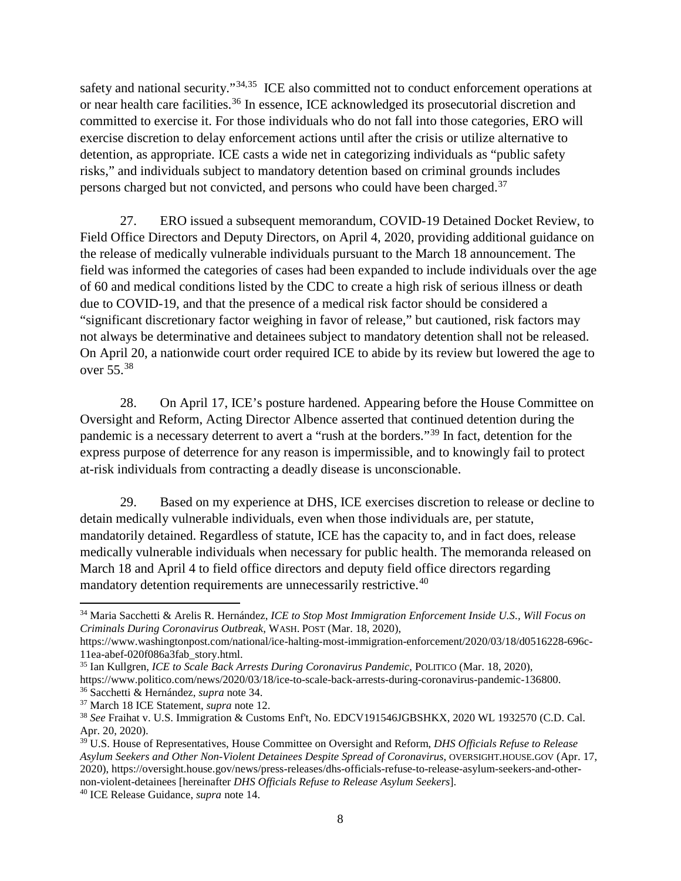safety and national security."[34,35] ICE also committed not to conduct enforcement operations at or near health care facilities.[36] In essence, ICE acknowledged its prosecutorial discretion and committed to exercise it. For those individuals who do not fall into those categories, ERO will exercise discretion to delay enforcement actions until after the crisis or utilize alternative to detention, as appropriate. ICE casts a wide net in categorizing individuals as "public safety risks," and individuals subject to mandatory detention based on criminal grounds includes persons charged but not convicted, and persons who could have been charged.[37]

27. ERO issued a subsequent memorandum, COVID-19 Detained Docket Review, to Field Office Directors and Deputy Directors, on April 4, 2020, providing additional guidance on the release of medically vulnerable individuals pursuant to the March 18 announcement. The field was informed the categories of cases had been expanded to include individuals over the age of 60 and medical conditions listed by the CDC to create a high risk of serious illness or death due to COVID-19, and that the presence of a medical risk factor should be considered a "significant discretionary factor weighing in favor of release," but cautioned, risk factors may not always be determinative and detainees subject to mandatory detention shall not be released. On April 20, a nationwide court order required ICE to abide by its review but lowered the age to over 55.[38]

28. On April 17, ICE's posture hardened. Appearing before the House Committee on Oversight and Reform, Acting Director Albence asserted that continued detention during the pandemic is a necessary deterrent to avert a "rush at the borders."[39] In fact, detention for the express purpose of deterrence for any reason is impermissible, and to knowingly fail to protect at-risk individuals from contracting a deadly disease is unconscionable.

29. Based on my experience at DHS, ICE exercises discretion to release or decline to detain medically vulnerable individuals, even when those individuals are, per statute, mandatorily detained. Regardless of statute, ICE has the capacity to, and in fact does, release medically vulnerable individuals when necessary for public health. The memoranda released on March 18 and April 4 to field office directors and deputy field office directors regarding mandatory detention requirements are unnecessarily restrictive.[40]

---

[34] Maria Sacchetti & Arelis R. Hernández, *ICE to Stop Most Immigration Enforcement Inside U.S., Will Focus on Criminals During Coronavirus Outbreak*, WASH. POST (Mar. 18, 2020), https://www.washingtonpost.com/national/ice-halting-most-immigration-enforcement/2020/03/18/d0516228-696c-11ea-abef-020f086a3fab_story.html.

[35] Ian Kullgren, *ICE to Scale Back Arrests During Coronavirus Pandemic*, POLITICO (Mar. 18, 2020), https://www.politico.com/news/2020/03/18/ice-to-scale-back-arrests-during-coronavirus-pandemic-136800.

[36] Sacchetti & Hernández, *supra* note 34.

[37] March 18 ICE Statement, *supra* note 12.

[38] *See* Fraihat v. U.S. Immigration & Customs Enf't, No. EDCV191546JGBSHKX, 2020 WL 1932570 (C.D. Cal. Apr. 20, 2020).

[39] U.S. House of Representatives, House Committee on Oversight and Reform, *DHS Officials Refuse to Release Asylum Seekers and Other Non-Violent Detainees Despite Spread of Coronavirus*, OVERSIGHT.HOUSE.GOV (Apr. 17, 2020), https://oversight.house.gov/news/press-releases/dhs-officials-refuse-to-release-asylum-seekers-and-other-non-violent-detainees [hereinafter *DHS Officials Refuse to Release Asylum Seekers*].

[40] ICE Release Guidance, *supra* note 14.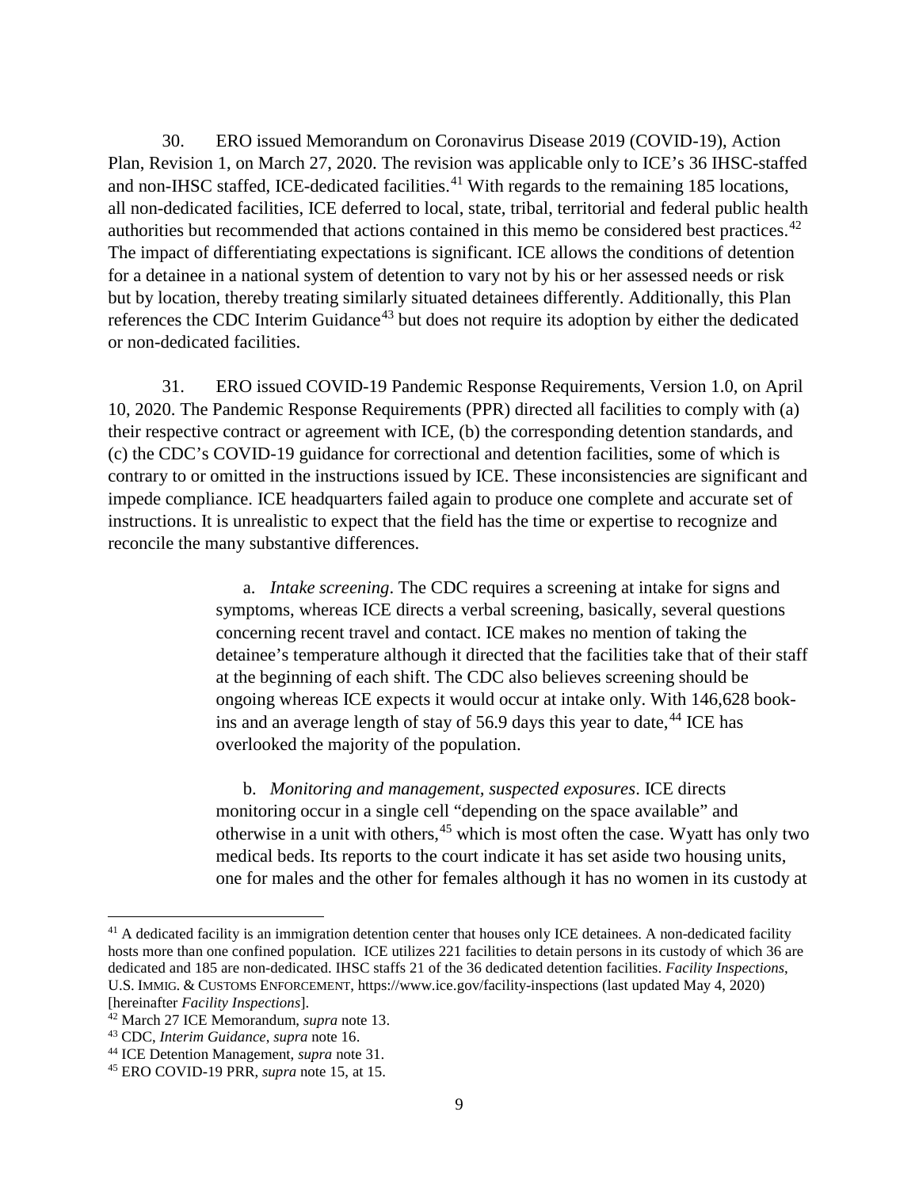30. ERO issued Memorandum on Coronavirus Disease 2019 (COVID-19), Action Plan, Revision 1, on March 27, 2020. The revision was applicable only to ICE's 36 IHSC-staffed and non-IHSC staffed, ICE-dedicated facilities.[41] With regards to the remaining 185 locations, all non-dedicated facilities, ICE deferred to local, state, tribal, territorial and federal public health authorities but recommended that actions contained in this memo be considered best practices.[42] The impact of differentiating expectations is significant. ICE allows the conditions of detention for a detainee in a national system of detention to vary not by his or her assessed needs or risk but by location, thereby treating similarly situated detainees differently. Additionally, this Plan references the CDC Interim Guidance[43] but does not require its adoption by either the dedicated or non-dedicated facilities.

31. ERO issued COVID-19 Pandemic Response Requirements, Version 1.0, on April 10, 2020. The Pandemic Response Requirements (PPR) directed all facilities to comply with (a) their respective contract or agreement with ICE, (b) the corresponding detention standards, and (c) the CDC's COVID-19 guidance for correctional and detention facilities, some of which is contrary to or omitted in the instructions issued by ICE. These inconsistencies are significant and impede compliance. ICE headquarters failed again to produce one complete and accurate set of instructions. It is unrealistic to expect that the field has the time or expertise to recognize and reconcile the many substantive differences.

> a. *Intake screening*. The CDC requires a screening at intake for signs and symptoms, whereas ICE directs a verbal screening, basically, several questions concerning recent travel and contact. ICE makes no mention of taking the detainee's temperature although it directed that the facilities take that of their staff at the beginning of each shift. The CDC also believes screening should be ongoing whereas ICE expects it would occur at intake only. With 146,628 book-ins and an average length of stay of 56.9 days this year to date,[44] ICE has overlooked the majority of the population.
>
> b. *Monitoring and management, suspected exposures*. ICE directs monitoring occur in a single cell "depending on the space available" and otherwise in a unit with others,[45] which is most often the case. Wyatt has only two medical beds. Its reports to the court indicate it has set aside two housing units, one for males and the other for females although it has no women in its custody at

---

[41] A dedicated facility is an immigration detention center that houses only ICE detainees. A non-dedicated facility hosts more than one confined population. ICE utilizes 221 facilities to detain persons in its custody of which 36 are dedicated and 185 are non-dedicated. IHSC staffs 21 of the 36 dedicated detention facilities. *Facility Inspections*, U.S. IMMIG. & CUSTOMS ENFORCEMENT, https://www.ice.gov/facility-inspections (last updated May 4, 2020) [hereinafter *Facility Inspections*].

[42] March 27 ICE Memorandum, *supra* note 13.

[43] CDC, *Interim Guidance*, *supra* note 16.

[44] ICE Detention Management, *supra* note 31.

[45] ERO COVID-19 PRR, *supra* note 15, at 15.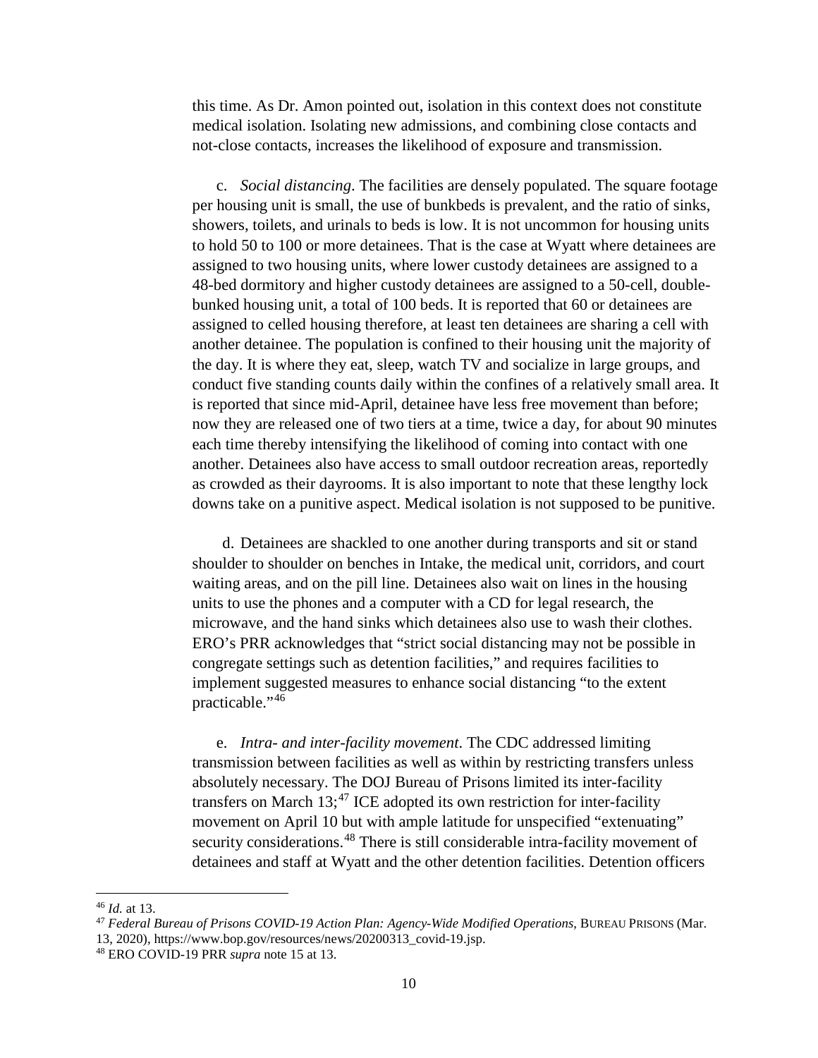this time. As Dr. Amon pointed out, isolation in this context does not constitute medical isolation. Isolating new admissions, and combining close contacts and not-close contacts, increases the likelihood of exposure and transmission.

c. *Social distancing*. The facilities are densely populated. The square footage per housing unit is small, the use of bunkbeds is prevalent, and the ratio of sinks, showers, toilets, and urinals to beds is low. It is not uncommon for housing units to hold 50 to 100 or more detainees. That is the case at Wyatt where detainees are assigned to two housing units, where lower custody detainees are assigned to a 48-bed dormitory and higher custody detainees are assigned to a 50-cell, double-bunked housing unit, a total of 100 beds. It is reported that 60 or detainees are assigned to celled housing therefore, at least ten detainees are sharing a cell with another detainee. The population is confined to their housing unit the majority of the day. It is where they eat, sleep, watch TV and socialize in large groups, and conduct five standing counts daily within the confines of a relatively small area. It is reported that since mid-April, detainee have less free movement than before; now they are released one of two tiers at a time, twice a day, for about 90 minutes each time thereby intensifying the likelihood of coming into contact with one another. Detainees also have access to small outdoor recreation areas, reportedly as crowded as their dayrooms. It is also important to note that these lengthy lock downs take on a punitive aspect. Medical isolation is not supposed to be punitive.

d. Detainees are shackled to one another during transports and sit or stand shoulder to shoulder on benches in Intake, the medical unit, corridors, and court waiting areas, and on the pill line. Detainees also wait on lines in the housing units to use the phones and a computer with a CD for legal research, the microwave, and the hand sinks which detainees also use to wash their clothes. ERO's PRR acknowledges that "strict social distancing may not be possible in congregate settings such as detention facilities," and requires facilities to implement suggested measures to enhance social distancing "to the extent practicable."[46]

e. *Intra- and inter-facility movement*. The CDC addressed limiting transmission between facilities as well as within by restricting transfers unless absolutely necessary. The DOJ Bureau of Prisons limited its inter-facility transfers on March 13;[47] ICE adopted its own restriction for inter-facility movement on April 10 but with ample latitude for unspecified "extenuating" security considerations.[48] There is still considerable intra-facility movement of detainees and staff at Wyatt and the other detention facilities. Detention officers

---

[46] *Id.* at 13.

[47] *Federal Bureau of Prisons COVID-19 Action Plan: Agency-Wide Modified Operations*, BUREAU PRISONS (Mar. 13, 2020), https://www.bop.gov/resources/news/20200313_covid-19.jsp.

[48] ERO COVID-19 PRR *supra* note 15 at 13.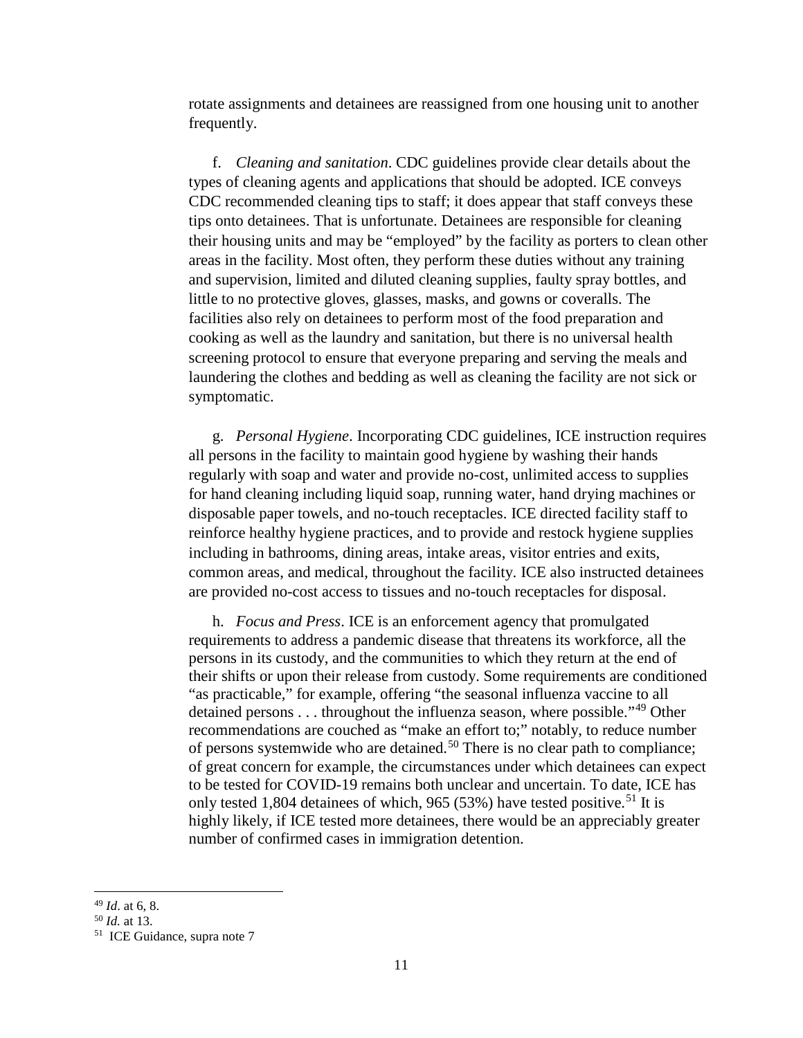rotate assignments and detainees are reassigned from one housing unit to another frequently.

f. *Cleaning and sanitation*. CDC guidelines provide clear details about the types of cleaning agents and applications that should be adopted. ICE conveys CDC recommended cleaning tips to staff; it does appear that staff conveys these tips onto detainees. That is unfortunate. Detainees are responsible for cleaning their housing units and may be "employed" by the facility as porters to clean other areas in the facility. Most often, they perform these duties without any training and supervision, limited and diluted cleaning supplies, faulty spray bottles, and little to no protective gloves, glasses, masks, and gowns or coveralls. The facilities also rely on detainees to perform most of the food preparation and cooking as well as the laundry and sanitation, but there is no universal health screening protocol to ensure that everyone preparing and serving the meals and laundering the clothes and bedding as well as cleaning the facility are not sick or symptomatic.

g. *Personal Hygiene*. Incorporating CDC guidelines, ICE instruction requires all persons in the facility to maintain good hygiene by washing their hands regularly with soap and water and provide no-cost, unlimited access to supplies for hand cleaning including liquid soap, running water, hand drying machines or disposable paper towels, and no-touch receptacles. ICE directed facility staff to reinforce healthy hygiene practices, and to provide and restock hygiene supplies including in bathrooms, dining areas, intake areas, visitor entries and exits, common areas, and medical, throughout the facility. ICE also instructed detainees are provided no-cost access to tissues and no-touch receptacles for disposal.

h. *Focus and Press*. ICE is an enforcement agency that promulgated requirements to address a pandemic disease that threatens its workforce, all the persons in its custody, and the communities to which they return at the end of their shifts or upon their release from custody. Some requirements are conditioned "as practicable," for example, offering "the seasonal influenza vaccine to all detained persons . . . throughout the influenza season, where possible."[49] Other recommendations are couched as "make an effort to;" notably, to reduce number of persons systemwide who are detained.[50] There is no clear path to compliance; of great concern for example, the circumstances under which detainees can expect to be tested for COVID-19 remains both unclear and uncertain. To date, ICE has only tested 1,804 detainees of which, 965 (53%) have tested positive.[51] It is highly likely, if ICE tested more detainees, there would be an appreciably greater number of confirmed cases in immigration detention.

---

[49] *Id*. at 6, 8.

[50] *Id.* at 13.

[51] ICE Guidance, supra note 7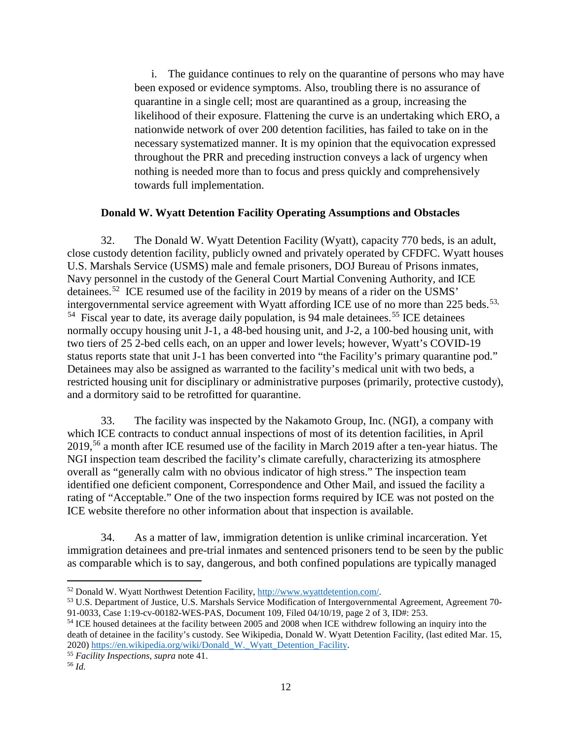i. The guidance continues to rely on the quarantine of persons who may have been exposed or evidence symptoms. Also, troubling there is no assurance of quarantine in a single cell; most are quarantined as a group, increasing the likelihood of their exposure. Flattening the curve is an undertaking which ERO, a nationwide network of over 200 detention facilities, has failed to take on in the necessary systematized manner. It is my opinion that the equivocation expressed throughout the PRR and preceding instruction conveys a lack of urgency when nothing is needed more than to focus and press quickly and comprehensively towards full implementation.

**Donald W. Wyatt Detention Facility Operating Assumptions and Obstacles**

32. The Donald W. Wyatt Detention Facility (Wyatt), capacity 770 beds, is an adult, close custody detention facility, publicly owned and privately operated by CFDFC. Wyatt houses U.S. Marshals Service (USMS) male and female prisoners, DOJ Bureau of Prisons inmates, Navy personnel in the custody of the General Court Martial Convening Authority, and ICE detainees.[52] ICE resumed use of the facility in 2019 by means of a rider on the USMS' intergovernmental service agreement with Wyatt affording ICE use of no more than 225 beds.[53,54] Fiscal year to date, its average daily population, is 94 male detainees.[55] ICE detainees normally occupy housing unit J-1, a 48-bed housing unit, and J-2, a 100-bed housing unit, with two tiers of 25 2-bed cells each, on an upper and lower levels; however, Wyatt's COVID-19 status reports state that unit J-1 has been converted into "the Facility's primary quarantine pod." Detainees may also be assigned as warranted to the facility's medical unit with two beds, a restricted housing unit for disciplinary or administrative purposes (primarily, protective custody), and a dormitory said to be retrofitted for quarantine.

33. The facility was inspected by the Nakamoto Group, Inc. (NGI), a company with which ICE contracts to conduct annual inspections of most of its detention facilities, in April 2019,[56] a month after ICE resumed use of the facility in March 2019 after a ten-year hiatus. The NGI inspection team described the facility's climate carefully, characterizing its atmosphere overall as "generally calm with no obvious indicator of high stress." The inspection team identified one deficient component, Correspondence and Other Mail, and issued the facility a rating of "Acceptable." One of the two inspection forms required by ICE was not posted on the ICE website therefore no other information about that inspection is available.

34. As a matter of law, immigration detention is unlike criminal incarceration. Yet immigration detainees and pre-trial inmates and sentenced prisoners tend to be seen by the public as comparable which is to say, dangerous, and both confined populations are typically managed

---

[52] Donald W. Wyatt Northwest Detention Facility, http://www.wyattdetention.com/.

[53] U.S. Department of Justice, U.S. Marshals Service Modification of Intergovernmental Agreement, Agreement 70-91-0033, Case 1:19-cv-00182-WES-PAS, Document 109, Filed 04/10/19, page 2 of 3, ID#: 253.

[54] ICE housed detainees at the facility between 2005 and 2008 when ICE withdrew following an inquiry into the death of detainee in the facility's custody. See Wikipedia, Donald W. Wyatt Detention Facility, (last edited Mar. 15, 2020) https://en.wikipedia.org/wiki/Donald_W._Wyatt_Detention_Facility.

[55] *Facility Inspections*, *supra* note 41.

[56] *Id.*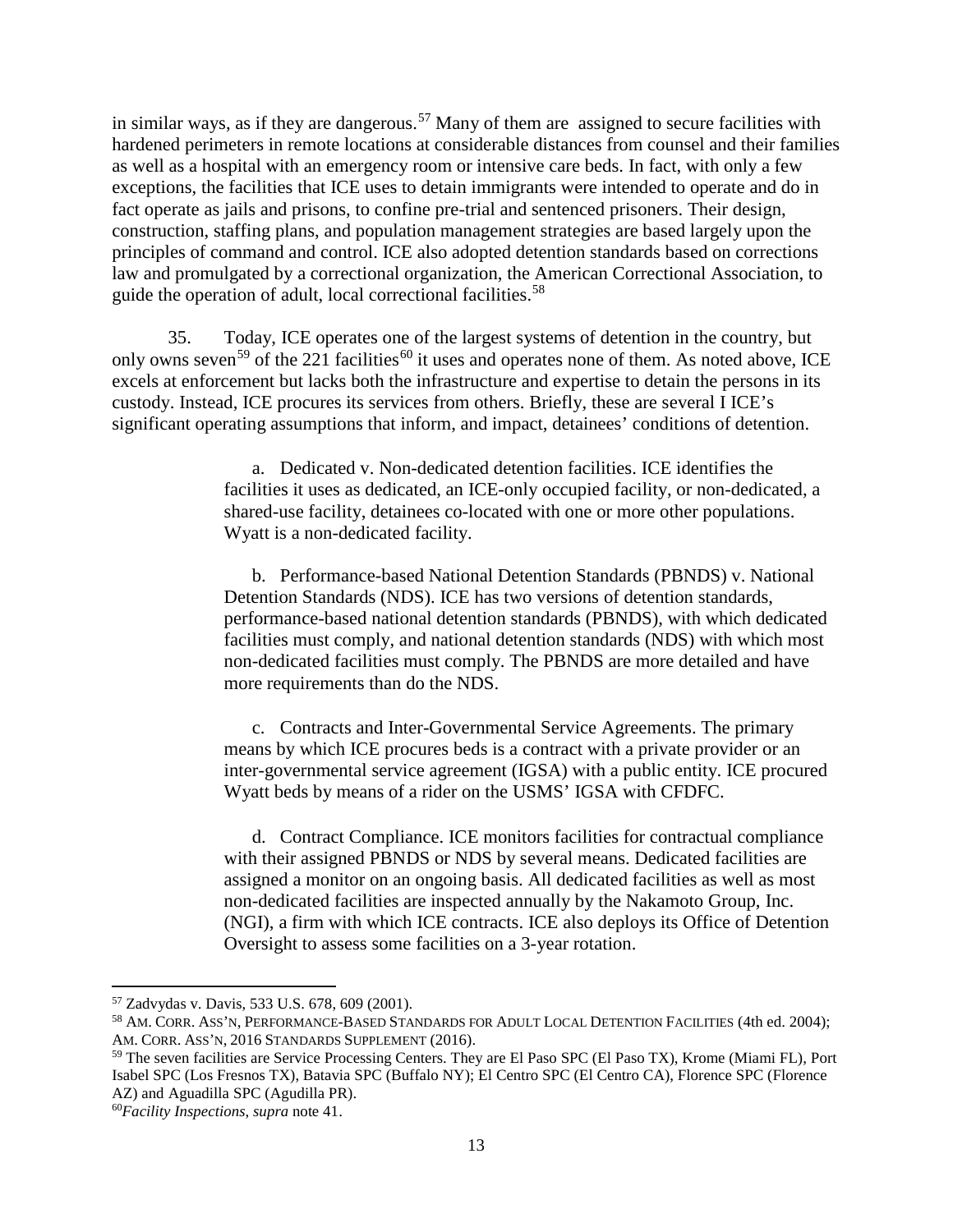in similar ways, as if they are dangerous.[57] Many of them are assigned to secure facilities with hardened perimeters in remote locations at considerable distances from counsel and their families as well as a hospital with an emergency room or intensive care beds. In fact, with only a few exceptions, the facilities that ICE uses to detain immigrants were intended to operate and do in fact operate as jails and prisons, to confine pre-trial and sentenced prisoners. Their design, construction, staffing plans, and population management strategies are based largely upon the principles of command and control. ICE also adopted detention standards based on corrections law and promulgated by a correctional organization, the American Correctional Association, to guide the operation of adult, local correctional facilities.[58]

35. Today, ICE operates one of the largest systems of detention in the country, but only owns seven[59] of the 221 facilities[60] it uses and operates none of them. As noted above, ICE excels at enforcement but lacks both the infrastructure and expertise to detain the persons in its custody. Instead, ICE procures its services from others. Briefly, these are several I ICE's significant operating assumptions that inform, and impact, detainees' conditions of detention.

> a. Dedicated v. Non-dedicated detention facilities. ICE identifies the facilities it uses as dedicated, an ICE-only occupied facility, or non-dedicated, a shared-use facility, detainees co-located with one or more other populations. Wyatt is a non-dedicated facility.
>
> b. Performance-based National Detention Standards (PBNDS) v. National Detention Standards (NDS). ICE has two versions of detention standards, performance-based national detention standards (PBNDS), with which dedicated facilities must comply, and national detention standards (NDS) with which most non-dedicated facilities must comply. The PBNDS are more detailed and have more requirements than do the NDS.
>
> c. Contracts and Inter-Governmental Service Agreements. The primary means by which ICE procures beds is a contract with a private provider or an inter-governmental service agreement (IGSA) with a public entity. ICE procured Wyatt beds by means of a rider on the USMS' IGSA with CFDFC.
>
> d. Contract Compliance. ICE monitors facilities for contractual compliance with their assigned PBNDS or NDS by several means. Dedicated facilities are assigned a monitor on an ongoing basis. All dedicated facilities as well as most non-dedicated facilities are inspected annually by the Nakamoto Group, Inc. (NGI), a firm with which ICE contracts. ICE also deploys its Office of Detention Oversight to assess some facilities on a 3-year rotation.

---

[57] Zadvydas v. Davis, 533 U.S. 678, 609 (2001).

[58] AM. CORR. ASS'N, PERFORMANCE-BASED STANDARDS FOR ADULT LOCAL DETENTION FACILITIES (4th ed. 2004); AM. CORR. ASS'N, 2016 STANDARDS SUPPLEMENT (2016).

[59] The seven facilities are Service Processing Centers. They are El Paso SPC (El Paso TX), Krome (Miami FL), Port Isabel SPC (Los Fresnos TX), Batavia SPC (Buffalo NY); El Centro SPC (El Centro CA), Florence SPC (Florence AZ) and Aguadilla SPC (Agudilla PR).

[60] *Facility Inspections*, *supra* note 41.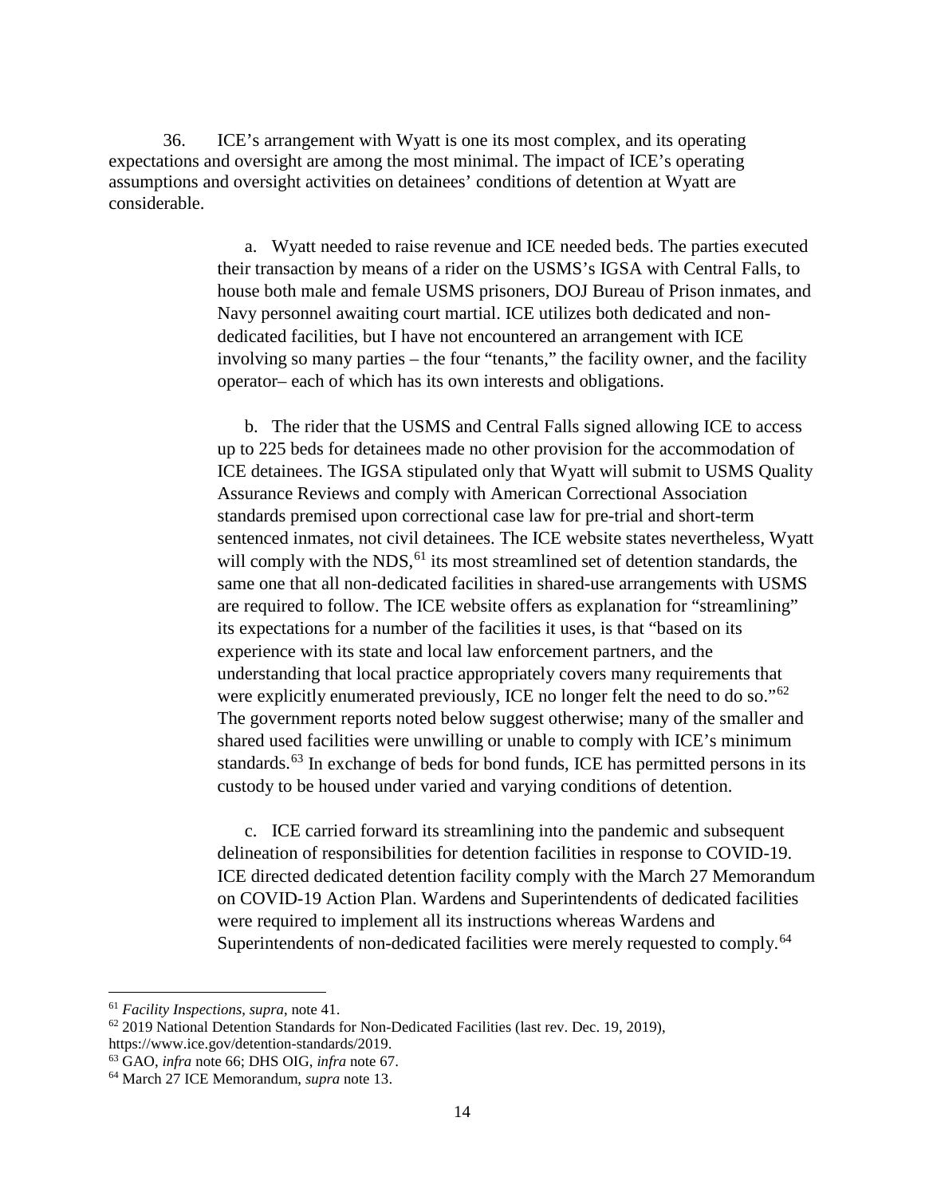36. ICE's arrangement with Wyatt is one its most complex, and its operating expectations and oversight are among the most minimal. The impact of ICE's operating assumptions and oversight activities on detainees' conditions of detention at Wyatt are considerable.

a. Wyatt needed to raise revenue and ICE needed beds. The parties executed their transaction by means of a rider on the USMS's IGSA with Central Falls, to house both male and female USMS prisoners, DOJ Bureau of Prison inmates, and Navy personnel awaiting court martial. ICE utilizes both dedicated and non-dedicated facilities, but I have not encountered an arrangement with ICE involving so many parties – the four "tenants," the facility owner, and the facility operator– each of which has its own interests and obligations.

b. The rider that the USMS and Central Falls signed allowing ICE to access up to 225 beds for detainees made no other provision for the accommodation of ICE detainees. The IGSA stipulated only that Wyatt will submit to USMS Quality Assurance Reviews and comply with American Correctional Association standards premised upon correctional case law for pre-trial and short-term sentenced inmates, not civil detainees. The ICE website states nevertheless, Wyatt will comply with the NDS,[61] its most streamlined set of detention standards, the same one that all non-dedicated facilities in shared-use arrangements with USMS are required to follow. The ICE website offers as explanation for "streamlining" its expectations for a number of the facilities it uses, is that "based on its experience with its state and local law enforcement partners, and the understanding that local practice appropriately covers many requirements that were explicitly enumerated previously, ICE no longer felt the need to do so."[62] The government reports noted below suggest otherwise; many of the smaller and shared used facilities were unwilling or unable to comply with ICE's minimum standards.[63] In exchange of beds for bond funds, ICE has permitted persons in its custody to be housed under varied and varying conditions of detention.

c. ICE carried forward its streamlining into the pandemic and subsequent delineation of responsibilities for detention facilities in response to COVID-19. ICE directed dedicated detention facility comply with the March 27 Memorandum on COVID-19 Action Plan. Wardens and Superintendents of dedicated facilities were required to implement all its instructions whereas Wardens and Superintendents of non-dedicated facilities were merely requested to comply.[64]

---

[61] *Facility Inspections*, *supra*, note 41.

[62] 2019 National Detention Standards for Non-Dedicated Facilities (last rev. Dec. 19, 2019), https://www.ice.gov/detention-standards/2019.

[63] GAO, *infra* note 66; DHS OIG, *infra* note 67.

[64] March 27 ICE Memorandum, *supra* note 13.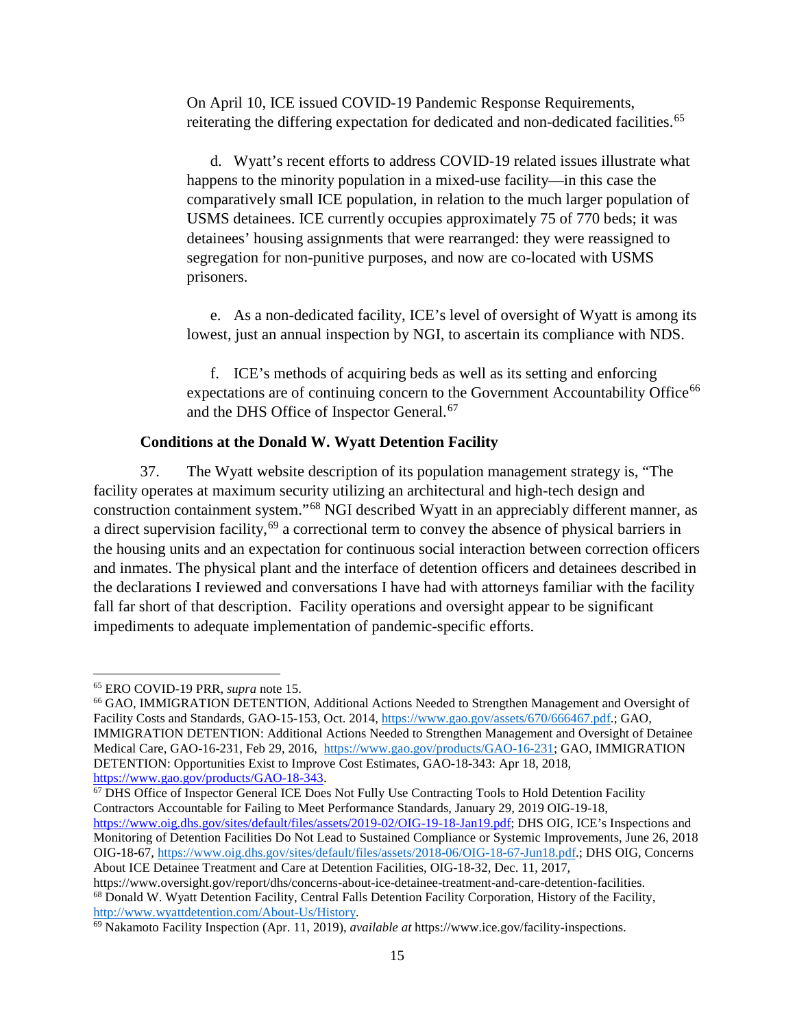On April 10, ICE issued COVID-19 Pandemic Response Requirements, reiterating the differing expectation for dedicated and non-dedicated facilities.[65]

d. Wyatt's recent efforts to address COVID-19 related issues illustrate what happens to the minority population in a mixed-use facility—in this case the comparatively small ICE population, in relation to the much larger population of USMS detainees. ICE currently occupies approximately 75 of 770 beds; it was detainees' housing assignments that were rearranged: they were reassigned to segregation for non-punitive purposes, and now are co-located with USMS prisoners.

e. As a non-dedicated facility, ICE's level of oversight of Wyatt is among its lowest, just an annual inspection by NGI, to ascertain its compliance with NDS.

f. ICE's methods of acquiring beds as well as its setting and enforcing expectations are of continuing concern to the Government Accountability Office[66] and the DHS Office of Inspector General.[67]

**Conditions at the Donald W. Wyatt Detention Facility**

37. The Wyatt website description of its population management strategy is, "The facility operates at maximum security utilizing an architectural and high-tech design and construction containment system."[68] NGI described Wyatt in an appreciably different manner, as a direct supervision facility,[69] a correctional term to convey the absence of physical barriers in the housing units and an expectation for continuous social interaction between correction officers and inmates. The physical plant and the interface of detention officers and detainees described in the declarations I reviewed and conversations I have had with attorneys familiar with the facility fall far short of that description. Facility operations and oversight appear to be significant impediments to adequate implementation of pandemic-specific efforts.

---

[65] ERO COVID-19 PRR, *supra* note 15.

[66] GAO, IMMIGRATION DETENTION, Additional Actions Needed to Strengthen Management and Oversight of Facility Costs and Standards, GAO-15-153, Oct. 2014, https://www.gao.gov/assets/670/666467.pdf.; GAO, IMMIGRATION DETENTION: Additional Actions Needed to Strengthen Management and Oversight of Detainee Medical Care, GAO-16-231, Feb 29, 2016, https://www.gao.gov/products/GAO-16-231; GAO, IMMIGRATION DETENTION: Opportunities Exist to Improve Cost Estimates, GAO-18-343: Apr 18, 2018, https://www.gao.gov/products/GAO-18-343.

[67] DHS Office of Inspector General ICE Does Not Fully Use Contracting Tools to Hold Detention Facility Contractors Accountable for Failing to Meet Performance Standards, January 29, 2019 OIG-19-18, https://www.oig.dhs.gov/sites/default/files/assets/2019-02/OIG-19-18-Jan19.pdf; DHS OIG, ICE's Inspections and Monitoring of Detention Facilities Do Not Lead to Sustained Compliance or Systemic Improvements, June 26, 2018 OIG-18-67, https://www.oig.dhs.gov/sites/default/files/assets/2018-06/OIG-18-67-Jun18.pdf.; DHS OIG, Concerns About ICE Detainee Treatment and Care at Detention Facilities, OIG-18-32, Dec. 11, 2017, https://www.oversight.gov/report/dhs/concerns-about-ice-detainee-treatment-and-care-detention-facilities.

[68] Donald W. Wyatt Detention Facility, Central Falls Detention Facility Corporation, History of the Facility, http://www.wyattdetention.com/About-Us/History.

[69] Nakamoto Facility Inspection (Apr. 11, 2019), *available at* https://www.ice.gov/facility-inspections.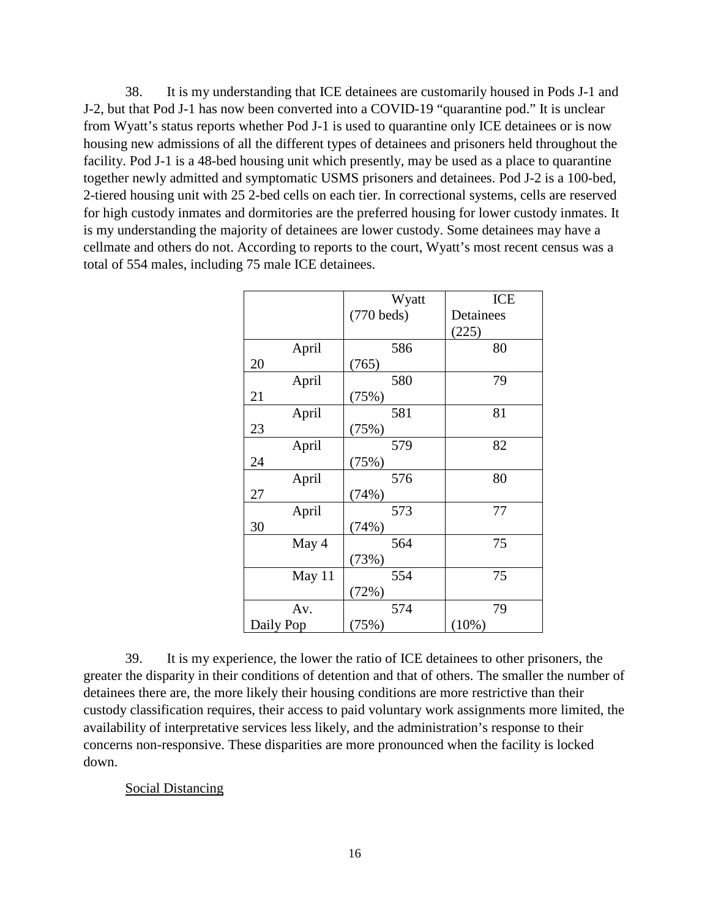38. It is my understanding that ICE detainees are customarily housed in Pods J-1 and J-2, but that Pod J-1 has now been converted into a COVID-19 "quarantine pod." It is unclear from Wyatt's status reports whether Pod J-1 is used to quarantine only ICE detainees or is now housing new admissions of all the different types of detainees and prisoners held throughout the facility. Pod J-1 is a 48-bed housing unit which presently, may be used as a place to quarantine together newly admitted and symptomatic USMS prisoners and detainees. Pod J-2 is a 100-bed, 2-tiered housing unit with 25 2-bed cells on each tier. In correctional systems, cells are reserved for high custody inmates and dormitories are the preferred housing for lower custody inmates. It is my understanding the majority of detainees are lower custody. Some detainees may have a cellmate and others do not. According to reports to the court, Wyatt's most recent census was a total of 554 males, including 75 male ICE detainees.

| | Wyatt (770 beds) | ICE Detainees (225) |
|---|---|---|
| April 20 | 586 (765) | 80 |
| April 21 | 580 (75%) | 79 |
| April 23 | 581 (75%) | 81 |
| April 24 | 579 (75%) | 82 |
| April 27 | 576 (74%) | 80 |
| April 30 | 573 (74%) | 77 |
| May 4 | 564 (73%) | 75 |
| May 11 | 554 (72%) | 75 |
| Av. Daily Pop | 574 (75%) | 79 (10%) |

39. It is my experience, the lower the ratio of ICE detainees to other prisoners, the greater the disparity in their conditions of detention and that of others. The smaller the number of detainees there are, the more likely their housing conditions are more restrictive than their custody classification requires, their access to paid voluntary work assignments more limited, the availability of interpretative services less likely, and the administration's response to their concerns non-responsive. These disparities are more pronounced when the facility is locked down.

<u>Social Distancing</u>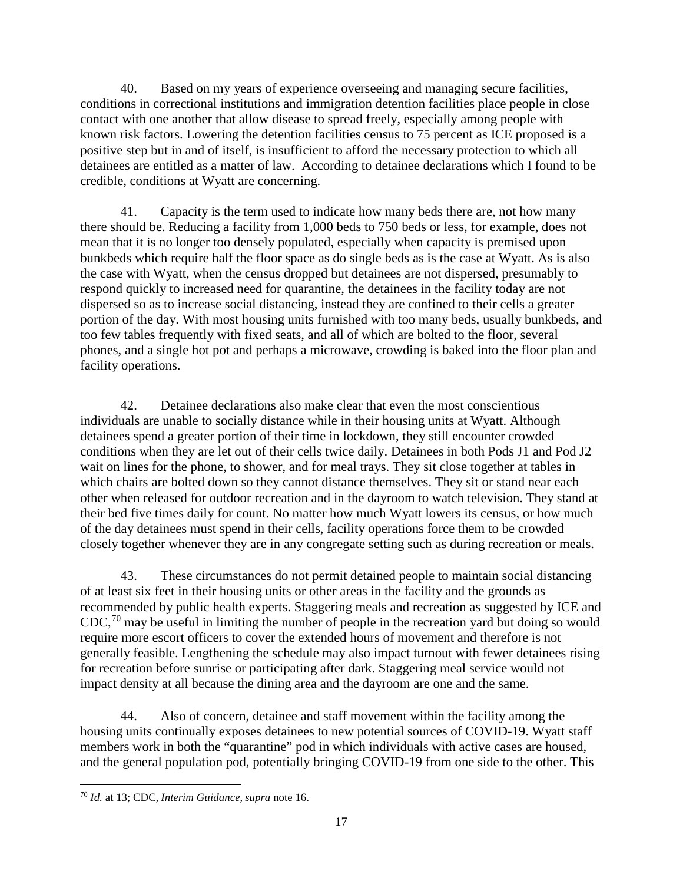40. Based on my years of experience overseeing and managing secure facilities, conditions in correctional institutions and immigration detention facilities place people in close contact with one another that allow disease to spread freely, especially among people with known risk factors. Lowering the detention facilities census to 75 percent as ICE proposed is a positive step but in and of itself, is insufficient to afford the necessary protection to which all detainees are entitled as a matter of law. According to detainee declarations which I found to be credible, conditions at Wyatt are concerning.

41. Capacity is the term used to indicate how many beds there are, not how many there should be. Reducing a facility from 1,000 beds to 750 beds or less, for example, does not mean that it is no longer too densely populated, especially when capacity is premised upon bunkbeds which require half the floor space as do single beds as is the case at Wyatt. As is also the case with Wyatt, when the census dropped but detainees are not dispersed, presumably to respond quickly to increased need for quarantine, the detainees in the facility today are not dispersed so as to increase social distancing, instead they are confined to their cells a greater portion of the day. With most housing units furnished with too many beds, usually bunkbeds, and too few tables frequently with fixed seats, and all of which are bolted to the floor, several phones, and a single hot pot and perhaps a microwave, crowding is baked into the floor plan and facility operations.

42. Detainee declarations also make clear that even the most conscientious individuals are unable to socially distance while in their housing units at Wyatt. Although detainees spend a greater portion of their time in lockdown, they still encounter crowded conditions when they are let out of their cells twice daily. Detainees in both Pods J1 and Pod J2 wait on lines for the phone, to shower, and for meal trays. They sit close together at tables in which chairs are bolted down so they cannot distance themselves. They sit or stand near each other when released for outdoor recreation and in the dayroom to watch television. They stand at their bed five times daily for count. No matter how much Wyatt lowers its census, or how much of the day detainees must spend in their cells, facility operations force them to be crowded closely together whenever they are in any congregate setting such as during recreation or meals.

43. These circumstances do not permit detained people to maintain social distancing of at least six feet in their housing units or other areas in the facility and the grounds as recommended by public health experts. Staggering meals and recreation as suggested by ICE and CDC,[70] may be useful in limiting the number of people in the recreation yard but doing so would require more escort officers to cover the extended hours of movement and therefore is not generally feasible. Lengthening the schedule may also impact turnout with fewer detainees rising for recreation before sunrise or participating after dark. Staggering meal service would not impact density at all because the dining area and the dayroom are one and the same.

44. Also of concern, detainee and staff movement within the facility among the housing units continually exposes detainees to new potential sources of COVID-19. Wyatt staff members work in both the "quarantine" pod in which individuals with active cases are housed, and the general population pod, potentially bringing COVID-19 from one side to the other. This

[70] *Id.* at 13; CDC, *Interim Guidance*, *supra* note 16.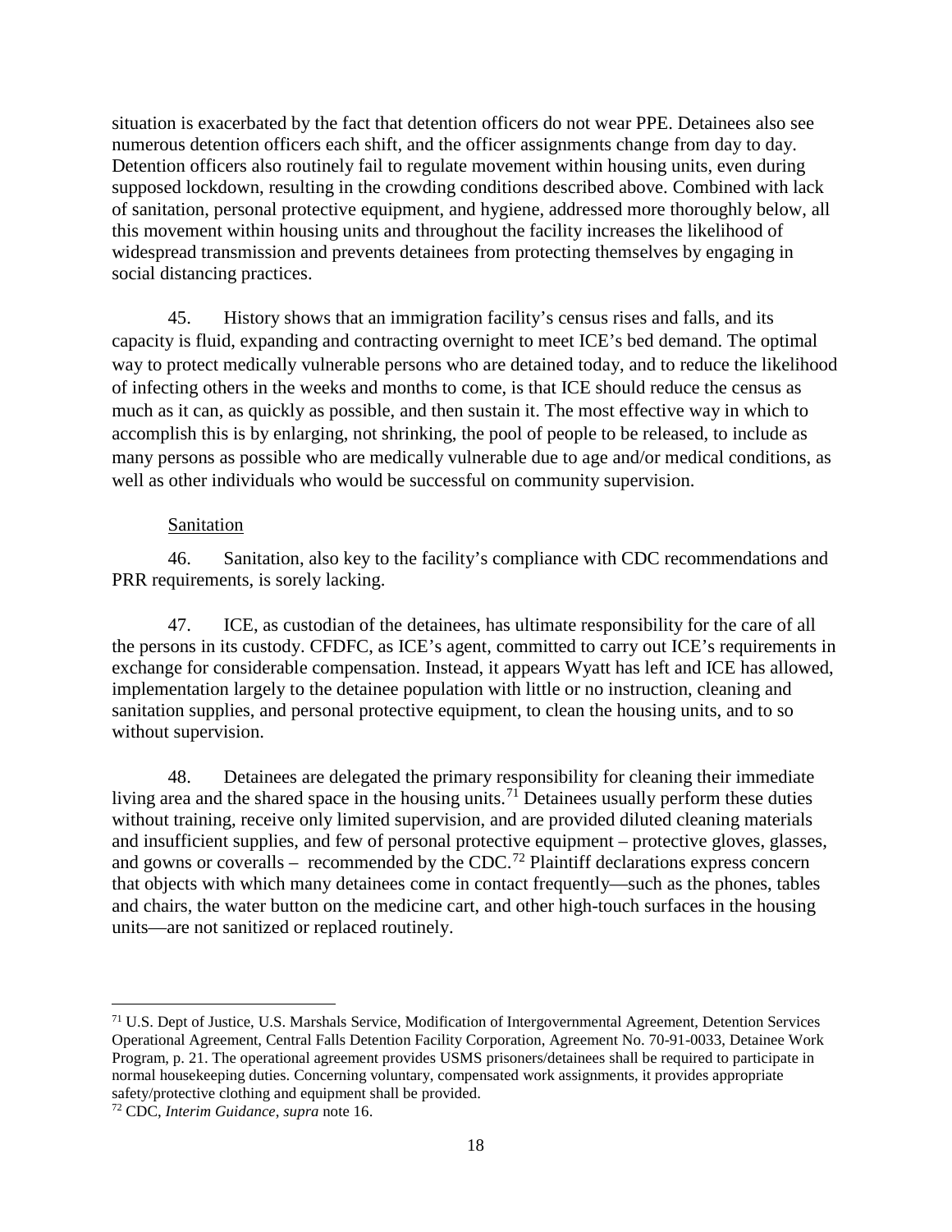situation is exacerbated by the fact that detention officers do not wear PPE. Detainees also see numerous detention officers each shift, and the officer assignments change from day to day. Detention officers also routinely fail to regulate movement within housing units, even during supposed lockdown, resulting in the crowding conditions described above. Combined with lack of sanitation, personal protective equipment, and hygiene, addressed more thoroughly below, all this movement within housing units and throughout the facility increases the likelihood of widespread transmission and prevents detainees from protecting themselves by engaging in social distancing practices.

45. History shows that an immigration facility's census rises and falls, and its capacity is fluid, expanding and contracting overnight to meet ICE's bed demand. The optimal way to protect medically vulnerable persons who are detained today, and to reduce the likelihood of infecting others in the weeks and months to come, is that ICE should reduce the census as much as it can, as quickly as possible, and then sustain it. The most effective way in which to accomplish this is by enlarging, not shrinking, the pool of people to be released, to include as many persons as possible who are medically vulnerable due to age and/or medical conditions, as well as other individuals who would be successful on community supervision.

Sanitation

46. Sanitation, also key to the facility's compliance with CDC recommendations and PRR requirements, is sorely lacking.

47. ICE, as custodian of the detainees, has ultimate responsibility for the care of all the persons in its custody. CFDFC, as ICE's agent, committed to carry out ICE's requirements in exchange for considerable compensation. Instead, it appears Wyatt has left and ICE has allowed, implementation largely to the detainee population with little or no instruction, cleaning and sanitation supplies, and personal protective equipment, to clean the housing units, and to so without supervision.

48. Detainees are delegated the primary responsibility for cleaning their immediate living area and the shared space in the housing units.[71] Detainees usually perform these duties without training, receive only limited supervision, and are provided diluted cleaning materials and insufficient supplies, and few of personal protective equipment – protective gloves, glasses, and gowns or coveralls – recommended by the CDC.[72] Plaintiff declarations express concern that objects with which many detainees come in contact frequently—such as the phones, tables and chairs, the water button on the medicine cart, and other high-touch surfaces in the housing units—are not sanitized or replaced routinely.

---

[71] U.S. Dept of Justice, U.S. Marshals Service, Modification of Intergovernmental Agreement, Detention Services Operational Agreement, Central Falls Detention Facility Corporation, Agreement No. 70-91-0033, Detainee Work Program, p. 21. The operational agreement provides USMS prisoners/detainees shall be required to participate in normal housekeeping duties. Concerning voluntary, compensated work assignments, it provides appropriate safety/protective clothing and equipment shall be provided.

[72] CDC, *Interim Guidance*, *supra* note 16.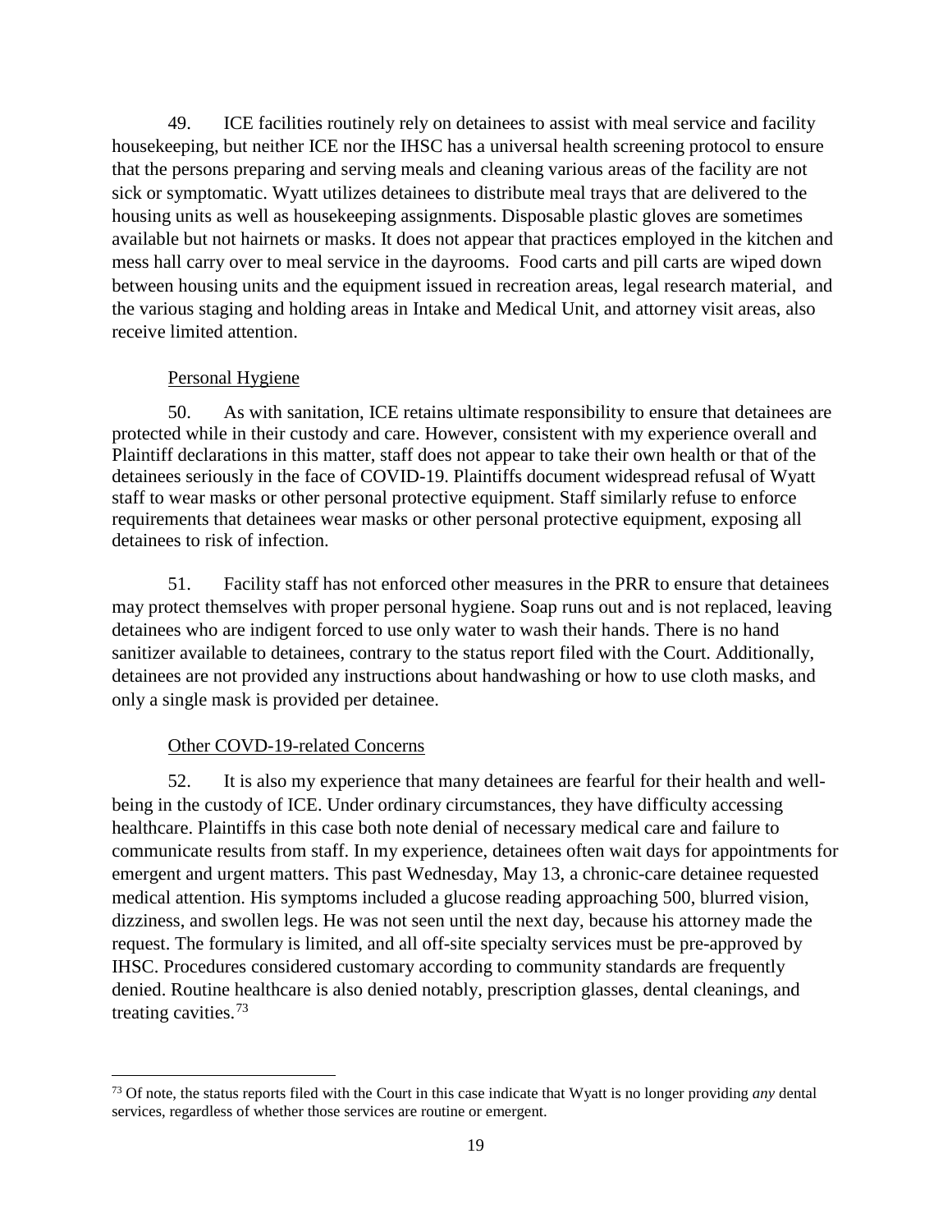49. ICE facilities routinely rely on detainees to assist with meal service and facility housekeeping, but neither ICE nor the IHSC has a universal health screening protocol to ensure that the persons preparing and serving meals and cleaning various areas of the facility are not sick or symptomatic. Wyatt utilizes detainees to distribute meal trays that are delivered to the housing units as well as housekeeping assignments. Disposable plastic gloves are sometimes available but not hairnets or masks. It does not appear that practices employed in the kitchen and mess hall carry over to meal service in the dayrooms. Food carts and pill carts are wiped down between housing units and the equipment issued in recreation areas, legal research material, and the various staging and holding areas in Intake and Medical Unit, and attorney visit areas, also receive limited attention.

Personal Hygiene

50. As with sanitation, ICE retains ultimate responsibility to ensure that detainees are protected while in their custody and care. However, consistent with my experience overall and Plaintiff declarations in this matter, staff does not appear to take their own health or that of the detainees seriously in the face of COVID-19. Plaintiffs document widespread refusal of Wyatt staff to wear masks or other personal protective equipment. Staff similarly refuse to enforce requirements that detainees wear masks or other personal protective equipment, exposing all detainees to risk of infection.

51. Facility staff has not enforced other measures in the PRR to ensure that detainees may protect themselves with proper personal hygiene. Soap runs out and is not replaced, leaving detainees who are indigent forced to use only water to wash their hands. There is no hand sanitizer available to detainees, contrary to the status report filed with the Court. Additionally, detainees are not provided any instructions about handwashing or how to use cloth masks, and only a single mask is provided per detainee.

Other COVD-19-related Concerns

52. It is also my experience that many detainees are fearful for their health and well-being in the custody of ICE. Under ordinary circumstances, they have difficulty accessing healthcare. Plaintiffs in this case both note denial of necessary medical care and failure to communicate results from staff. In my experience, detainees often wait days for appointments for emergent and urgent matters. This past Wednesday, May 13, a chronic-care detainee requested medical attention. His symptoms included a glucose reading approaching 500, blurred vision, dizziness, and swollen legs. He was not seen until the next day, because his attorney made the request. The formulary is limited, and all off-site specialty services must be pre-approved by IHSC. Procedures considered customary according to community standards are frequently denied. Routine healthcare is also denied notably, prescription glasses, dental cleanings, and treating cavities.[73]

---

[73] Of note, the status reports filed with the Court in this case indicate that Wyatt is no longer providing *any* dental services, regardless of whether those services are routine or emergent.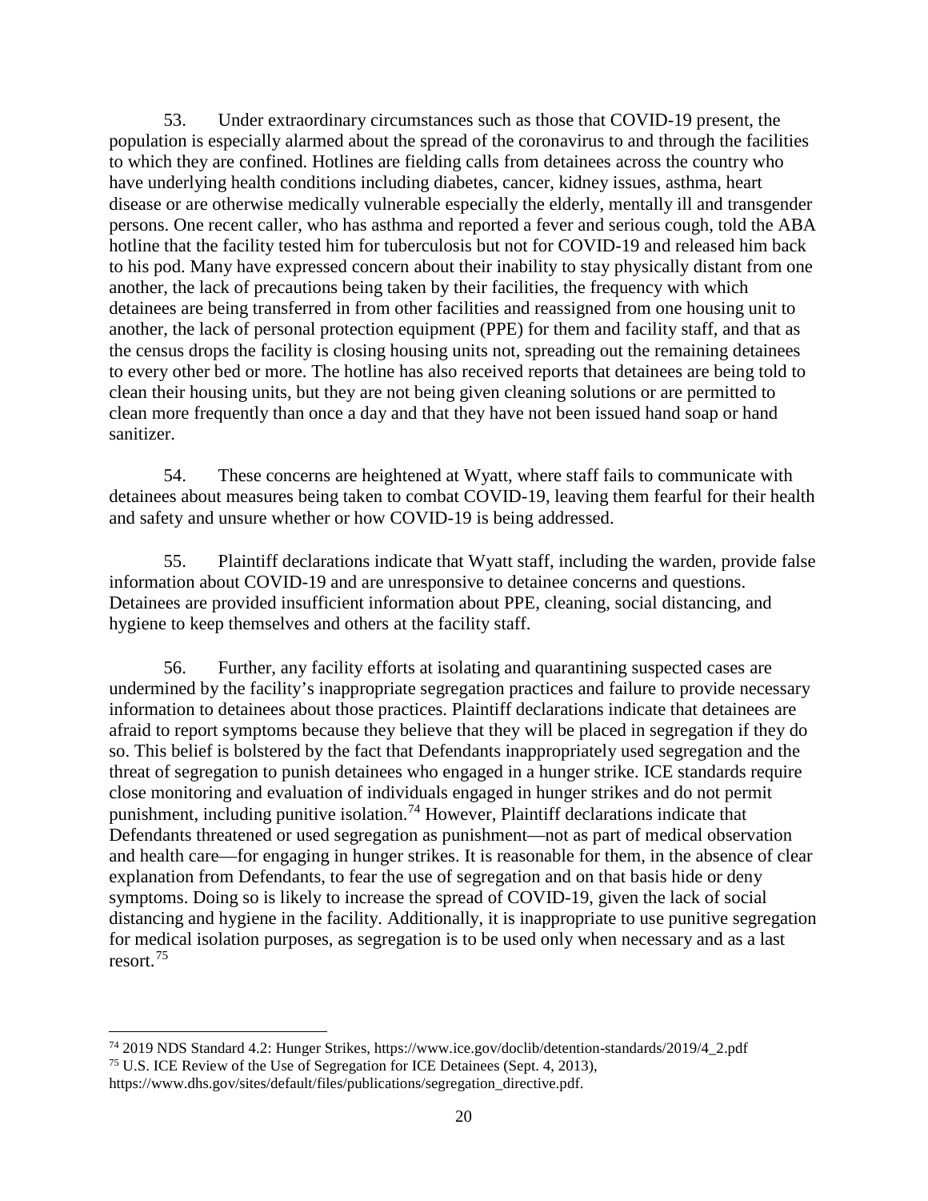53. Under extraordinary circumstances such as those that COVID-19 present, the population is especially alarmed about the spread of the coronavirus to and through the facilities to which they are confined. Hotlines are fielding calls from detainees across the country who have underlying health conditions including diabetes, cancer, kidney issues, asthma, heart disease or are otherwise medically vulnerable especially the elderly, mentally ill and transgender persons. One recent caller, who has asthma and reported a fever and serious cough, told the ABA hotline that the facility tested him for tuberculosis but not for COVID-19 and released him back to his pod. Many have expressed concern about their inability to stay physically distant from one another, the lack of precautions being taken by their facilities, the frequency with which detainees are being transferred in from other facilities and reassigned from one housing unit to another, the lack of personal protection equipment (PPE) for them and facility staff, and that as the census drops the facility is closing housing units not, spreading out the remaining detainees to every other bed or more. The hotline has also received reports that detainees are being told to clean their housing units, but they are not being given cleaning solutions or are permitted to clean more frequently than once a day and that they have not been issued hand soap or hand sanitizer.

54. These concerns are heightened at Wyatt, where staff fails to communicate with detainees about measures being taken to combat COVID-19, leaving them fearful for their health and safety and unsure whether or how COVID-19 is being addressed.

55. Plaintiff declarations indicate that Wyatt staff, including the warden, provide false information about COVID-19 and are unresponsive to detainee concerns and questions. Detainees are provided insufficient information about PPE, cleaning, social distancing, and hygiene to keep themselves and others at the facility staff.

56. Further, any facility efforts at isolating and quarantining suspected cases are undermined by the facility's inappropriate segregation practices and failure to provide necessary information to detainees about those practices. Plaintiff declarations indicate that detainees are afraid to report symptoms because they believe that they will be placed in segregation if they do so. This belief is bolstered by the fact that Defendants inappropriately used segregation and the threat of segregation to punish detainees who engaged in a hunger strike. ICE standards require close monitoring and evaluation of individuals engaged in hunger strikes and do not permit punishment, including punitive isolation.[74] However, Plaintiff declarations indicate that Defendants threatened or used segregation as punishment—not as part of medical observation and health care—for engaging in hunger strikes. It is reasonable for them, in the absence of clear explanation from Defendants, to fear the use of segregation and on that basis hide or deny symptoms. Doing so is likely to increase the spread of COVID-19, given the lack of social distancing and hygiene in the facility. Additionally, it is inappropriate to use punitive segregation for medical isolation purposes, as segregation is to be used only when necessary and as a last resort.[75]

[74] 2019 NDS Standard 4.2: Hunger Strikes, https://www.ice.gov/doclib/detention-standards/2019/4_2.pdf

[75] U.S. ICE Review of the Use of Segregation for ICE Detainees (Sept. 4, 2013), https://www.dhs.gov/sites/default/files/publications/segregation_directive.pdf.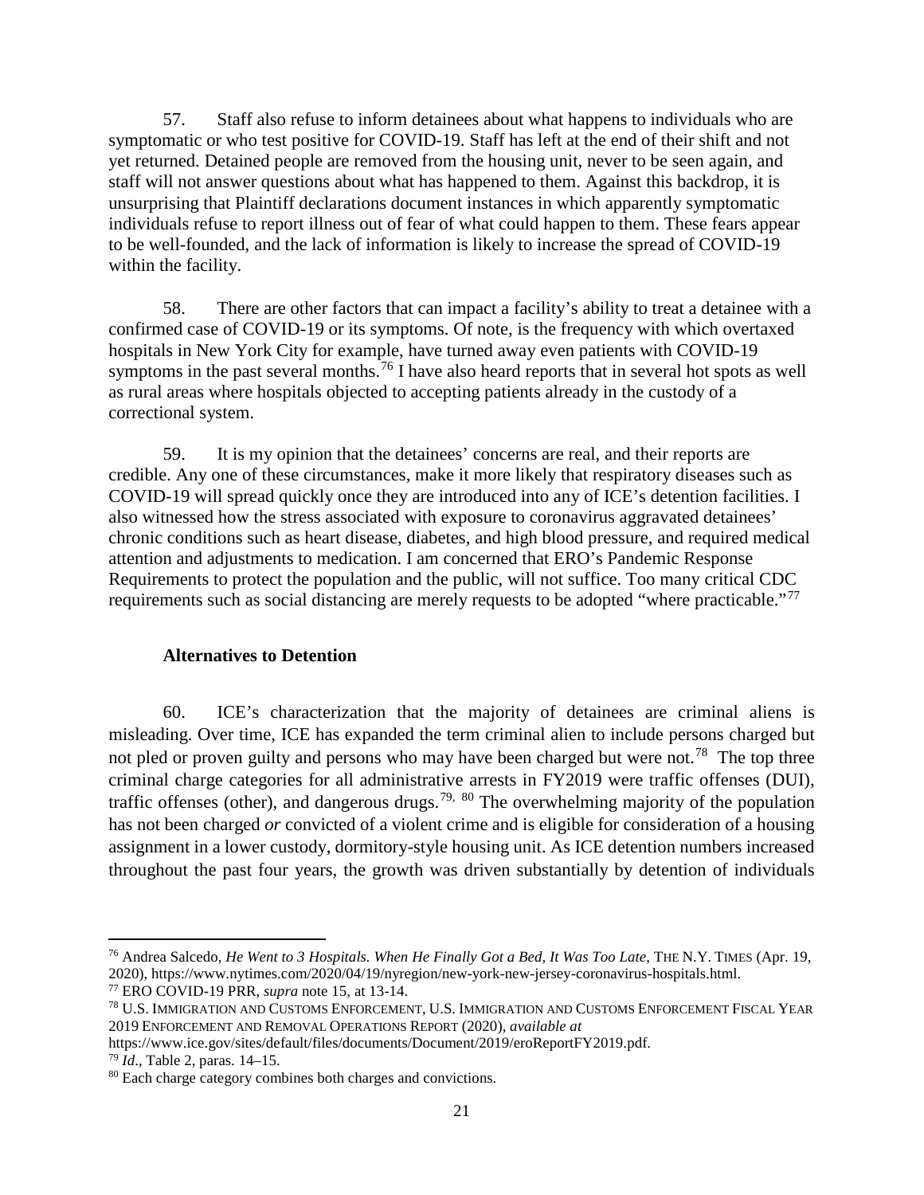57. Staff also refuse to inform detainees about what happens to individuals who are symptomatic or who test positive for COVID-19. Staff has left at the end of their shift and not yet returned. Detained people are removed from the housing unit, never to be seen again, and staff will not answer questions about what has happened to them. Against this backdrop, it is unsurprising that Plaintiff declarations document instances in which apparently symptomatic individuals refuse to report illness out of fear of what could happen to them. These fears appear to be well-founded, and the lack of information is likely to increase the spread of COVID-19 within the facility.

58. There are other factors that can impact a facility's ability to treat a detainee with a confirmed case of COVID-19 or its symptoms. Of note, is the frequency with which overtaxed hospitals in New York City for example, have turned away even patients with COVID-19 symptoms in the past several months.[76] I have also heard reports that in several hot spots as well as rural areas where hospitals objected to accepting patients already in the custody of a correctional system.

59. It is my opinion that the detainees' concerns are real, and their reports are credible. Any one of these circumstances, make it more likely that respiratory diseases such as COVID-19 will spread quickly once they are introduced into any of ICE's detention facilities. I also witnessed how the stress associated with exposure to coronavirus aggravated detainees' chronic conditions such as heart disease, diabetes, and high blood pressure, and required medical attention and adjustments to medication. I am concerned that ERO's Pandemic Response Requirements to protect the population and the public, will not suffice. Too many critical CDC requirements such as social distancing are merely requests to be adopted "where practicable."[77]

### Alternatives to Detention

60. ICE's characterization that the majority of detainees are criminal aliens is misleading. Over time, ICE has expanded the term criminal alien to include persons charged but not pled or proven guilty and persons who may have been charged but were not.[78] The top three criminal charge categories for all administrative arrests in FY2019 were traffic offenses (DUI), traffic offenses (other), and dangerous drugs.[79, 80] The overwhelming majority of the population has not been charged *or* convicted of a violent crime and is eligible for consideration of a housing assignment in a lower custody, dormitory-style housing unit. As ICE detention numbers increased throughout the past four years, the growth was driven substantially by detention of individuals

---

[76] Andrea Salcedo, *He Went to 3 Hospitals. When He Finally Got a Bed, It Was Too Late*, THE N.Y. TIMES (Apr. 19, 2020), https://www.nytimes.com/2020/04/19/nyregion/new-york-new-jersey-coronavirus-hospitals.html.

[77] ERO COVID-19 PRR, *supra* note 15, at 13-14.

[78] U.S. IMMIGRATION AND CUSTOMS ENFORCEMENT, U.S. IMMIGRATION AND CUSTOMS ENFORCEMENT FISCAL YEAR 2019 ENFORCEMENT AND REMOVAL OPERATIONS REPORT (2020), *available at* https://www.ice.gov/sites/default/files/documents/Document/2019/eroReportFY2019.pdf.

[79] *Id*., Table 2, paras. 14–15.

[80] Each charge category combines both charges and convictions.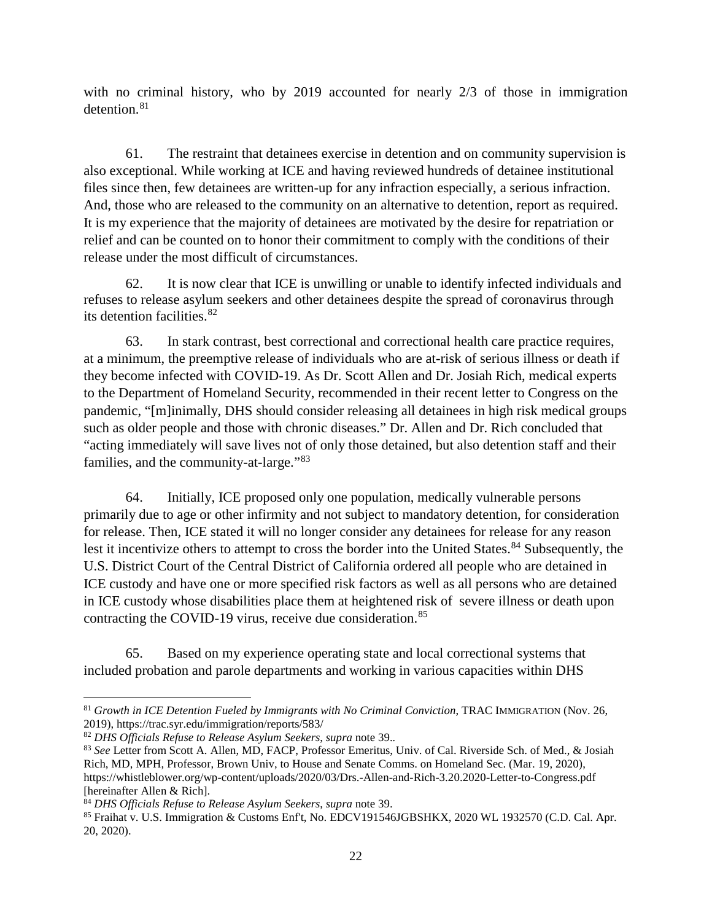with no criminal history, who by 2019 accounted for nearly 2/3 of those in immigration detention.[81]

61. The restraint that detainees exercise in detention and on community supervision is also exceptional. While working at ICE and having reviewed hundreds of detainee institutional files since then, few detainees are written-up for any infraction especially, a serious infraction. And, those who are released to the community on an alternative to detention, report as required. It is my experience that the majority of detainees are motivated by the desire for repatriation or relief and can be counted on to honor their commitment to comply with the conditions of their release under the most difficult of circumstances.

62. It is now clear that ICE is unwilling or unable to identify infected individuals and refuses to release asylum seekers and other detainees despite the spread of coronavirus through its detention facilities.[82]

63. In stark contrast, best correctional and correctional health care practice requires, at a minimum, the preemptive release of individuals who are at-risk of serious illness or death if they become infected with COVID-19. As Dr. Scott Allen and Dr. Josiah Rich, medical experts to the Department of Homeland Security, recommended in their recent letter to Congress on the pandemic, "[m]inimally, DHS should consider releasing all detainees in high risk medical groups such as older people and those with chronic diseases." Dr. Allen and Dr. Rich concluded that "acting immediately will save lives not of only those detained, but also detention staff and their families, and the community-at-large."[83]

64. Initially, ICE proposed only one population, medically vulnerable persons primarily due to age or other infirmity and not subject to mandatory detention, for consideration for release. Then, ICE stated it will no longer consider any detainees for release for any reason lest it incentivize others to attempt to cross the border into the United States.[84] Subsequently, the U.S. District Court of the Central District of California ordered all people who are detained in ICE custody and have one or more specified risk factors as well as all persons who are detained in ICE custody whose disabilities place them at heightened risk of severe illness or death upon contracting the COVID-19 virus, receive due consideration.[85]

65. Based on my experience operating state and local correctional systems that included probation and parole departments and working in various capacities within DHS

---

[81] *Growth in ICE Detention Fueled by Immigrants with No Criminal Conviction*, TRAC IMMIGRATION (Nov. 26, 2019), https://trac.syr.edu/immigration/reports/583/

[82] *DHS Officials Refuse to Release Asylum Seekers*, *supra* note 39..

[83] *See* Letter from Scott A. Allen, MD, FACP, Professor Emeritus, Univ. of Cal. Riverside Sch. of Med., & Josiah Rich, MD, MPH, Professor, Brown Univ, to House and Senate Comms. on Homeland Sec. (Mar. 19, 2020), https://whistleblower.org/wp-content/uploads/2020/03/Drs.-Allen-and-Rich-3.20.2020-Letter-to-Congress.pdf [hereinafter Allen & Rich].

[84] *DHS Officials Refuse to Release Asylum Seekers*, *supra* note 39.

[85] Fraihat v. U.S. Immigration & Customs Enf't, No. EDCV191546JGBSHKX, 2020 WL 1932570 (C.D. Cal. Apr. 20, 2020).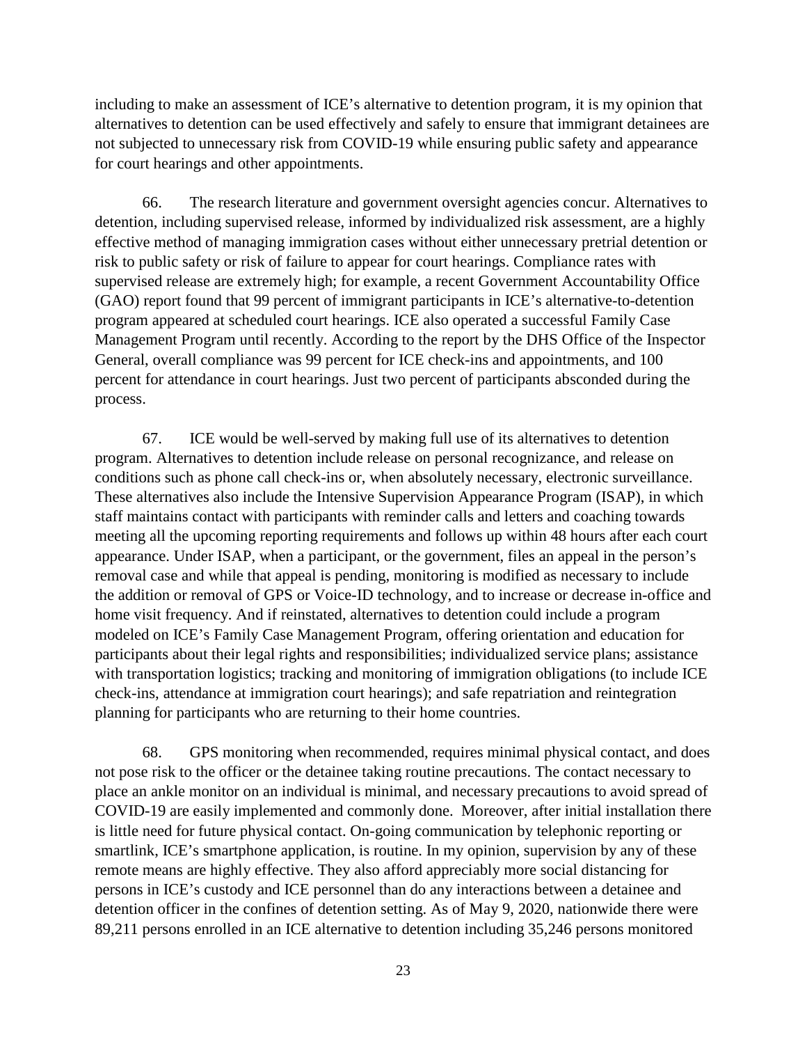including to make an assessment of ICE's alternative to detention program, it is my opinion that alternatives to detention can be used effectively and safely to ensure that immigrant detainees are not subjected to unnecessary risk from COVID-19 while ensuring public safety and appearance for court hearings and other appointments.

66. The research literature and government oversight agencies concur. Alternatives to detention, including supervised release, informed by individualized risk assessment, are a highly effective method of managing immigration cases without either unnecessary pretrial detention or risk to public safety or risk of failure to appear for court hearings. Compliance rates with supervised release are extremely high; for example, a recent Government Accountability Office (GAO) report found that 99 percent of immigrant participants in ICE's alternative-to-detention program appeared at scheduled court hearings. ICE also operated a successful Family Case Management Program until recently. According to the report by the DHS Office of the Inspector General, overall compliance was 99 percent for ICE check-ins and appointments, and 100 percent for attendance in court hearings. Just two percent of participants absconded during the process.

67. ICE would be well-served by making full use of its alternatives to detention program. Alternatives to detention include release on personal recognizance, and release on conditions such as phone call check-ins or, when absolutely necessary, electronic surveillance. These alternatives also include the Intensive Supervision Appearance Program (ISAP), in which staff maintains contact with participants with reminder calls and letters and coaching towards meeting all the upcoming reporting requirements and follows up within 48 hours after each court appearance. Under ISAP, when a participant, or the government, files an appeal in the person's removal case and while that appeal is pending, monitoring is modified as necessary to include the addition or removal of GPS or Voice-ID technology, and to increase or decrease in-office and home visit frequency. And if reinstated, alternatives to detention could include a program modeled on ICE's Family Case Management Program, offering orientation and education for participants about their legal rights and responsibilities; individualized service plans; assistance with transportation logistics; tracking and monitoring of immigration obligations (to include ICE check-ins, attendance at immigration court hearings); and safe repatriation and reintegration planning for participants who are returning to their home countries.

68. GPS monitoring when recommended, requires minimal physical contact, and does not pose risk to the officer or the detainee taking routine precautions. The contact necessary to place an ankle monitor on an individual is minimal, and necessary precautions to avoid spread of COVID-19 are easily implemented and commonly done. Moreover, after initial installation there is little need for future physical contact. On-going communication by telephonic reporting or smartlink, ICE's smartphone application, is routine. In my opinion, supervision by any of these remote means are highly effective. They also afford appreciably more social distancing for persons in ICE's custody and ICE personnel than do any interactions between a detainee and detention officer in the confines of detention setting. As of May 9, 2020, nationwide there were 89,211 persons enrolled in an ICE alternative to detention including 35,246 persons monitored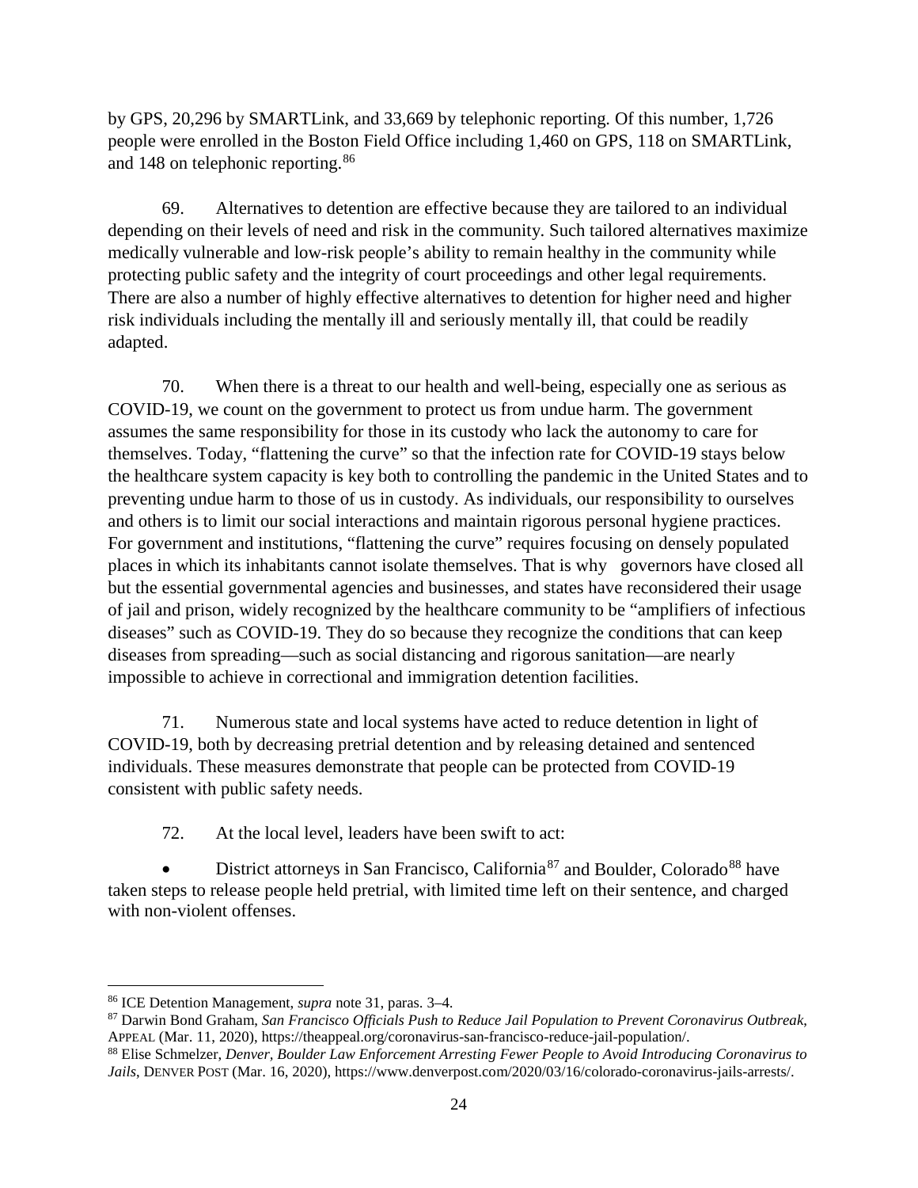by GPS, 20,296 by SMARTLink, and 33,669 by telephonic reporting. Of this number, 1,726 people were enrolled in the Boston Field Office including 1,460 on GPS, 118 on SMARTLink, and 148 on telephonic reporting.[86]

69. Alternatives to detention are effective because they are tailored to an individual depending on their levels of need and risk in the community. Such tailored alternatives maximize medically vulnerable and low-risk people's ability to remain healthy in the community while protecting public safety and the integrity of court proceedings and other legal requirements. There are also a number of highly effective alternatives to detention for higher need and higher risk individuals including the mentally ill and seriously mentally ill, that could be readily adapted.

70. When there is a threat to our health and well-being, especially one as serious as COVID-19, we count on the government to protect us from undue harm. The government assumes the same responsibility for those in its custody who lack the autonomy to care for themselves. Today, "flattening the curve" so that the infection rate for COVID-19 stays below the healthcare system capacity is key both to controlling the pandemic in the United States and to preventing undue harm to those of us in custody. As individuals, our responsibility to ourselves and others is to limit our social interactions and maintain rigorous personal hygiene practices. For government and institutions, "flattening the curve" requires focusing on densely populated places in which its inhabitants cannot isolate themselves. That is why governors have closed all but the essential governmental agencies and businesses, and states have reconsidered their usage of jail and prison, widely recognized by the healthcare community to be "amplifiers of infectious diseases" such as COVID-19. They do so because they recognize the conditions that can keep diseases from spreading—such as social distancing and rigorous sanitation—are nearly impossible to achieve in correctional and immigration detention facilities.

71. Numerous state and local systems have acted to reduce detention in light of COVID-19, both by decreasing pretrial detention and by releasing detained and sentenced individuals. These measures demonstrate that people can be protected from COVID-19 consistent with public safety needs.

72. At the local level, leaders have been swift to act:

- District attorneys in San Francisco, California[87] and Boulder, Colorado[88] have taken steps to release people held pretrial, with limited time left on their sentence, and charged with non-violent offenses.

---

[86] ICE Detention Management, *supra* note 31, paras. 3–4.

[87] Darwin Bond Graham, *San Francisco Officials Push to Reduce Jail Population to Prevent Coronavirus Outbreak*, APPEAL (Mar. 11, 2020), https://theappeal.org/coronavirus-san-francisco-reduce-jail-population/.

[88] Elise Schmelzer, *Denver, Boulder Law Enforcement Arresting Fewer People to Avoid Introducing Coronavirus to Jails*, DENVER POST (Mar. 16, 2020), https://www.denverpost.com/2020/03/16/colorado-coronavirus-jails-arrests/.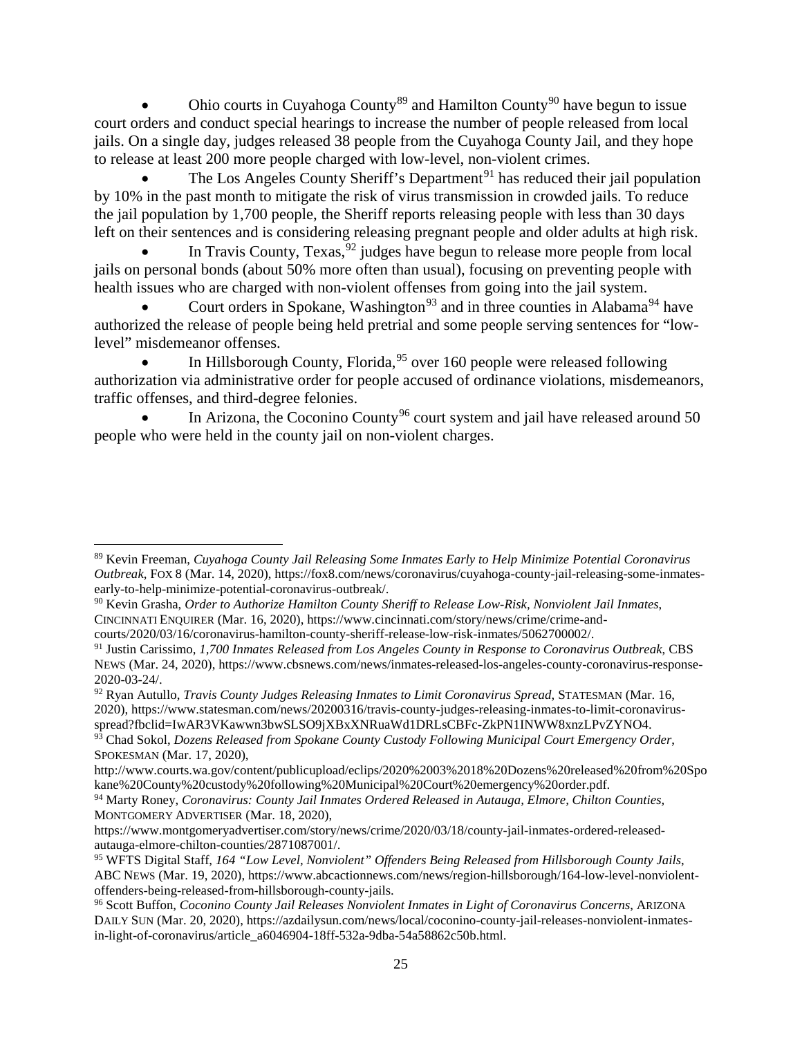- Ohio courts in Cuyahoga County[89] and Hamilton County[90] have begun to issue court orders and conduct special hearings to increase the number of people released from local jails. On a single day, judges released 38 people from the Cuyahoga County Jail, and they hope to release at least 200 more people charged with low-level, non-violent crimes.
- The Los Angeles County Sheriff's Department[91] has reduced their jail population by 10% in the past month to mitigate the risk of virus transmission in crowded jails. To reduce the jail population by 1,700 people, the Sheriff reports releasing people with less than 30 days left on their sentences and is considering releasing pregnant people and older adults at high risk.
- In Travis County, Texas,[92] judges have begun to release more people from local jails on personal bonds (about 50% more often than usual), focusing on preventing people with health issues who are charged with non-violent offenses from going into the jail system.
- Court orders in Spokane, Washington[93] and in three counties in Alabama[94] have authorized the release of people being held pretrial and some people serving sentences for "low-level" misdemeanor offenses.
- In Hillsborough County, Florida,[95] over 160 people were released following authorization via administrative order for people accused of ordinance violations, misdemeanors, traffic offenses, and third-degree felonies.
- In Arizona, the Coconino County[96] court system and jail have released around 50 people who were held in the county jail on non-violent charges.

---

[89] Kevin Freeman, *Cuyahoga County Jail Releasing Some Inmates Early to Help Minimize Potential Coronavirus Outbreak*, FOX 8 (Mar. 14, 2020), https://fox8.com/news/coronavirus/cuyahoga-county-jail-releasing-some-inmates-early-to-help-minimize-potential-coronavirus-outbreak/.

[90] Kevin Grasha, *Order to Authorize Hamilton County Sheriff to Release Low-Risk, Nonviolent Jail Inmates*, CINCINNATI ENQUIRER (Mar. 16, 2020), https://www.cincinnati.com/story/news/crime/crime-and-courts/2020/03/16/coronavirus-hamilton-county-sheriff-release-low-risk-inmates/5062700002/.

[91] Justin Carissimo, *1,700 Inmates Released from Los Angeles County in Response to Coronavirus Outbreak*, CBS NEWS (Mar. 24, 2020), https://www.cbsnews.com/news/inmates-released-los-angeles-county-coronavirus-response-2020-03-24/.

[92] Ryan Autullo, *Travis County Judges Releasing Inmates to Limit Coronavirus Spread*, STATESMAN (Mar. 16, 2020), https://www.statesman.com/news/20200316/travis-county-judges-releasing-inmates-to-limit-coronavirus-spread?fbclid=IwAR3VKawwn3bwSLSO9jXBxXNRuaWd1DRLsCBFc-ZkPN1INWW8xnzLPvZYNO4.

[93] Chad Sokol, *Dozens Released from Spokane County Custody Following Municipal Court Emergency Order*, SPOKESMAN (Mar. 17, 2020), http://www.courts.wa.gov/content/publicupload/eclips/2020%2003%2018%20Dozens%20released%20from%20Spokane%20County%20custody%20following%20Municipal%20Court%20emergency%20order.pdf.

[94] Marty Roney, *Coronavirus: County Jail Inmates Ordered Released in Autauga, Elmore, Chilton Counties*, MONTGOMERY ADVERTISER (Mar. 18, 2020), https://www.montgomeryadvertiser.com/story/news/crime/2020/03/18/county-jail-inmates-ordered-released-autauga-elmore-chilton-counties/2871087001/.

[95] WFTS Digital Staff, *164 "Low Level, Nonviolent" Offenders Being Released from Hillsborough County Jails*, ABC NEWS (Mar. 19, 2020), https://www.abcactionnews.com/news/region-hillsborough/164-low-level-nonviolent-offenders-being-released-from-hillsborough-county-jails.

[96] Scott Buffon, *Coconino County Jail Releases Nonviolent Inmates in Light of Coronavirus Concerns*, ARIZONA DAILY SUN (Mar. 20, 2020), https://azdailysun.com/news/local/coconino-county-jail-releases-nonviolent-inmates-in-light-of-coronavirus/article_a6046904-18ff-532a-9dba-54a58862c50b.html.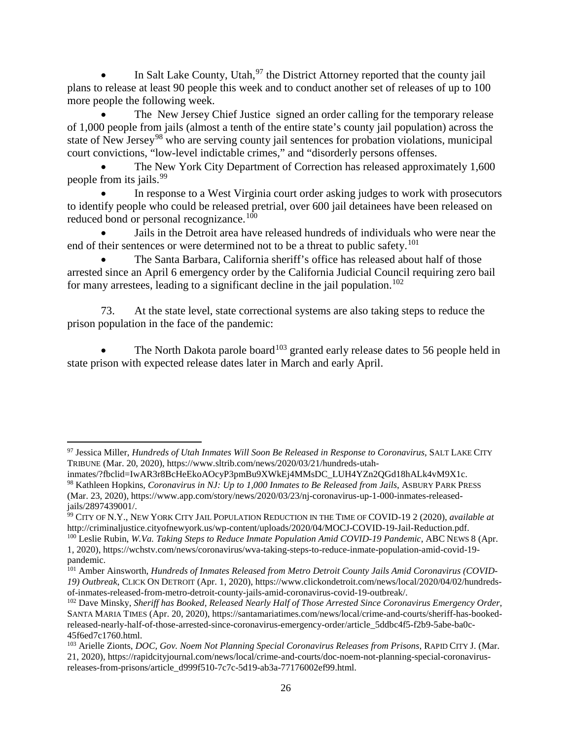- In Salt Lake County, Utah,[97] the District Attorney reported that the county jail plans to release at least 90 people this week and to conduct another set of releases of up to 100 more people the following week.
- The New Jersey Chief Justice signed an order calling for the temporary release of 1,000 people from jails (almost a tenth of the entire state's county jail population) across the state of New Jersey[98] who are serving county jail sentences for probation violations, municipal court convictions, "low-level indictable crimes," and "disorderly persons offenses.
- The New York City Department of Correction has released approximately 1,600 people from its jails.[99]
- In response to a West Virginia court order asking judges to work with prosecutors to identify people who could be released pretrial, over 600 jail detainees have been released on reduced bond or personal recognizance.[100]
- Jails in the Detroit area have released hundreds of individuals who were near the end of their sentences or were determined not to be a threat to public safety.[101]
- The Santa Barbara, California sheriff's office has released about half of those arrested since an April 6 emergency order by the California Judicial Council requiring zero bail for many arrestees, leading to a significant decline in the jail population.[102]

73. At the state level, state correctional systems are also taking steps to reduce the prison population in the face of the pandemic:

- The North Dakota parole board[103] granted early release dates to 56 people held in state prison with expected release dates later in March and early April.

---

[97] Jessica Miller, *Hundreds of Utah Inmates Will Soon Be Released in Response to Coronavirus*, SALT LAKE CITY TRIBUNE (Mar. 20, 2020), https://www.sltrib.com/news/2020/03/21/hundreds-utah-inmates/?fbclid=IwAR3r8BcHeEkoAOcyP3pmBu9XWkEj4MMsDC_LUH4YZn2QGd18hALk4vM9X1c.

[98] Kathleen Hopkins, *Coronavirus in NJ: Up to 1,000 Inmates to Be Released from Jails*, ASBURY PARK PRESS (Mar. 23, 2020), https://www.app.com/story/news/2020/03/23/nj-coronavirus-up-1-000-inmates-released-jails/2897439001/.

[99] CITY OF N.Y., NEW YORK CITY JAIL POPULATION REDUCTION IN THE TIME OF COVID-19 2 (2020), *available at* http://criminaljustice.cityofnewyork.us/wp-content/uploads/2020/04/MOCJ-COVID-19-Jail-Reduction.pdf.

[100] Leslie Rubin, *W.Va. Taking Steps to Reduce Inmate Population Amid COVID-19 Pandemic*, ABC NEWS 8 (Apr. 1, 2020), https://wchstv.com/news/coronavirus/wva-taking-steps-to-reduce-inmate-population-amid-covid-19-pandemic.

[101] Amber Ainsworth, *Hundreds of Inmates Released from Metro Detroit County Jails Amid Coronavirus (COVID-19) Outbreak*, CLICK ON DETROIT (Apr. 1, 2020), https://www.clickondetroit.com/news/local/2020/04/02/hundreds-of-inmates-released-from-metro-detroit-county-jails-amid-coronavirus-covid-19-outbreak/.

[102] Dave Minsky, *Sheriff has Booked, Released Nearly Half of Those Arrested Since Coronavirus Emergency Order*, SANTA MARIA TIMES (Apr. 20, 2020), https://santamariatimes.com/news/local/crime-and-courts/sheriff-has-booked-released-nearly-half-of-those-arrested-since-coronavirus-emergency-order/article_5ddbc4f5-f2b9-5abe-ba0c-45f6ed7c1760.html.

[103] Arielle Zionts, *DOC, Gov. Noem Not Planning Special Coronavirus Releases from Prisons*, RAPID CITY J. (Mar. 21, 2020), https://rapidcityjournal.com/news/local/crime-and-courts/doc-noem-not-planning-special-coronavirus-releases-from-prisons/article_d999f510-7c7c-5d19-ab3a-77176002ef99.html.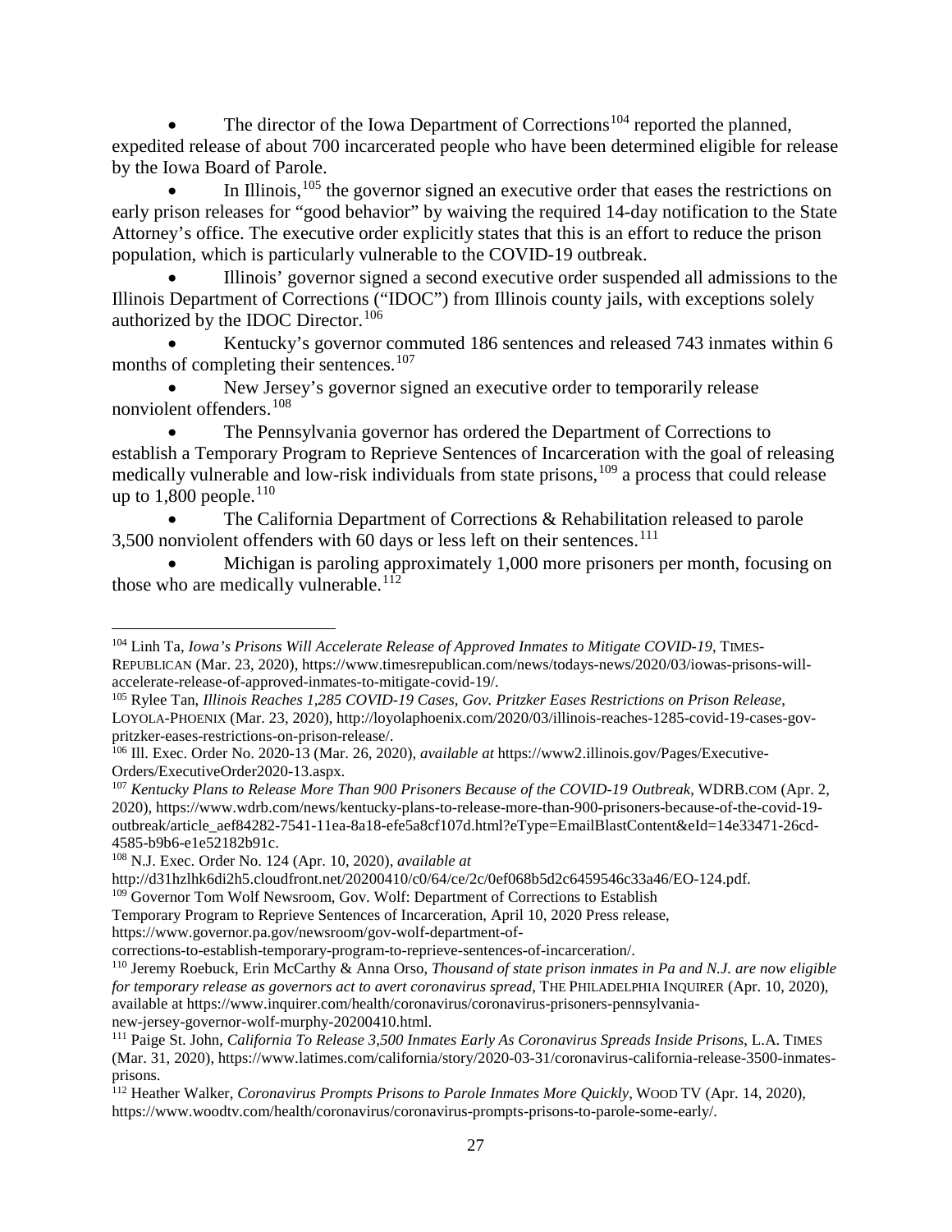- The director of the Iowa Department of Corrections[104] reported the planned, expedited release of about 700 incarcerated people who have been determined eligible for release by the Iowa Board of Parole.
- In Illinois,[105] the governor signed an executive order that eases the restrictions on early prison releases for "good behavior" by waiving the required 14-day notification to the State Attorney's office. The executive order explicitly states that this is an effort to reduce the prison population, which is particularly vulnerable to the COVID-19 outbreak.
- Illinois' governor signed a second executive order suspended all admissions to the Illinois Department of Corrections ("IDOC") from Illinois county jails, with exceptions solely authorized by the IDOC Director.[106]
- Kentucky's governor commuted 186 sentences and released 743 inmates within 6 months of completing their sentences.[107]
- New Jersey's governor signed an executive order to temporarily release nonviolent offenders.[108]
- The Pennsylvania governor has ordered the Department of Corrections to establish a Temporary Program to Reprieve Sentences of Incarceration with the goal of releasing medically vulnerable and low-risk individuals from state prisons,[109] a process that could release up to 1,800 people.[110]
- The California Department of Corrections & Rehabilitation released to parole 3,500 nonviolent offenders with 60 days or less left on their sentences.[111]
- Michigan is paroling approximately 1,000 more prisoners per month, focusing on those who are medically vulnerable.[112]

---

[104] Linh Ta, *Iowa's Prisons Will Accelerate Release of Approved Inmates to Mitigate COVID-19*, TIMES-REPUBLICAN (Mar. 23, 2020), https://www.timesrepublican.com/news/todays-news/2020/03/iowas-prisons-will-accelerate-release-of-approved-inmates-to-mitigate-covid-19/.

[105] Rylee Tan, *Illinois Reaches 1,285 COVID-19 Cases, Gov. Pritzker Eases Restrictions on Prison Release*, LOYOLA-PHOENIX (Mar. 23, 2020), http://loyolaphoenix.com/2020/03/illinois-reaches-1285-covid-19-cases-gov-pritzker-eases-restrictions-on-prison-release/.

[106] Ill. Exec. Order No. 2020-13 (Mar. 26, 2020), *available at* https://www2.illinois.gov/Pages/Executive-Orders/ExecutiveOrder2020-13.aspx.

[107] *Kentucky Plans to Release More Than 900 Prisoners Because of the COVID-19 Outbreak*, WDRB.COM (Apr. 2, 2020), https://www.wdrb.com/news/kentucky-plans-to-release-more-than-900-prisoners-because-of-the-covid-19-outbreak/article_aef84282-7541-11ea-8a18-efe5a8cf107d.html?eType=EmailBlastContent&eId=14e33471-26cd-4585-b9b6-e1e52182b91c.

[108] N.J. Exec. Order No. 124 (Apr. 10, 2020), *available at* http://d31hzlhk6di2h5.cloudfront.net/20200410/c0/64/ce/2c/0ef068b5d2c6459546c33a46/EO-124.pdf.

[109] Governor Tom Wolf Newsroom, Gov. Wolf: Department of Corrections to Establish Temporary Program to Reprieve Sentences of Incarceration, April 10, 2020 Press release, https://www.governor.pa.gov/newsroom/gov-wolf-department-of-corrections-to-establish-temporary-program-to-reprieve-sentences-of-incarceration/.

[110] Jeremy Roebuck, Erin McCarthy & Anna Orso, *Thousand of state prison inmates in Pa and N.J. are now eligible for temporary release as governors act to avert coronavirus spread*, THE PHILADELPHIA INQUIRER (Apr. 10, 2020), available at https://www.inquirer.com/health/coronavirus/coronavirus-prisoners-pennsylvania-new-jersey-governor-wolf-murphy-20200410.html.

[111] Paige St. John, *California To Release 3,500 Inmates Early As Coronavirus Spreads Inside Prisons*, L.A. TIMES (Mar. 31, 2020), https://www.latimes.com/california/story/2020-03-31/coronavirus-california-release-3500-inmates-prisons.

[112] Heather Walker, *Coronavirus Prompts Prisons to Parole Inmates More Quickly*, WOOD TV (Apr. 14, 2020), https://www.woodtv.com/health/coronavirus/coronavirus-prompts-prisons-to-parole-some-early/.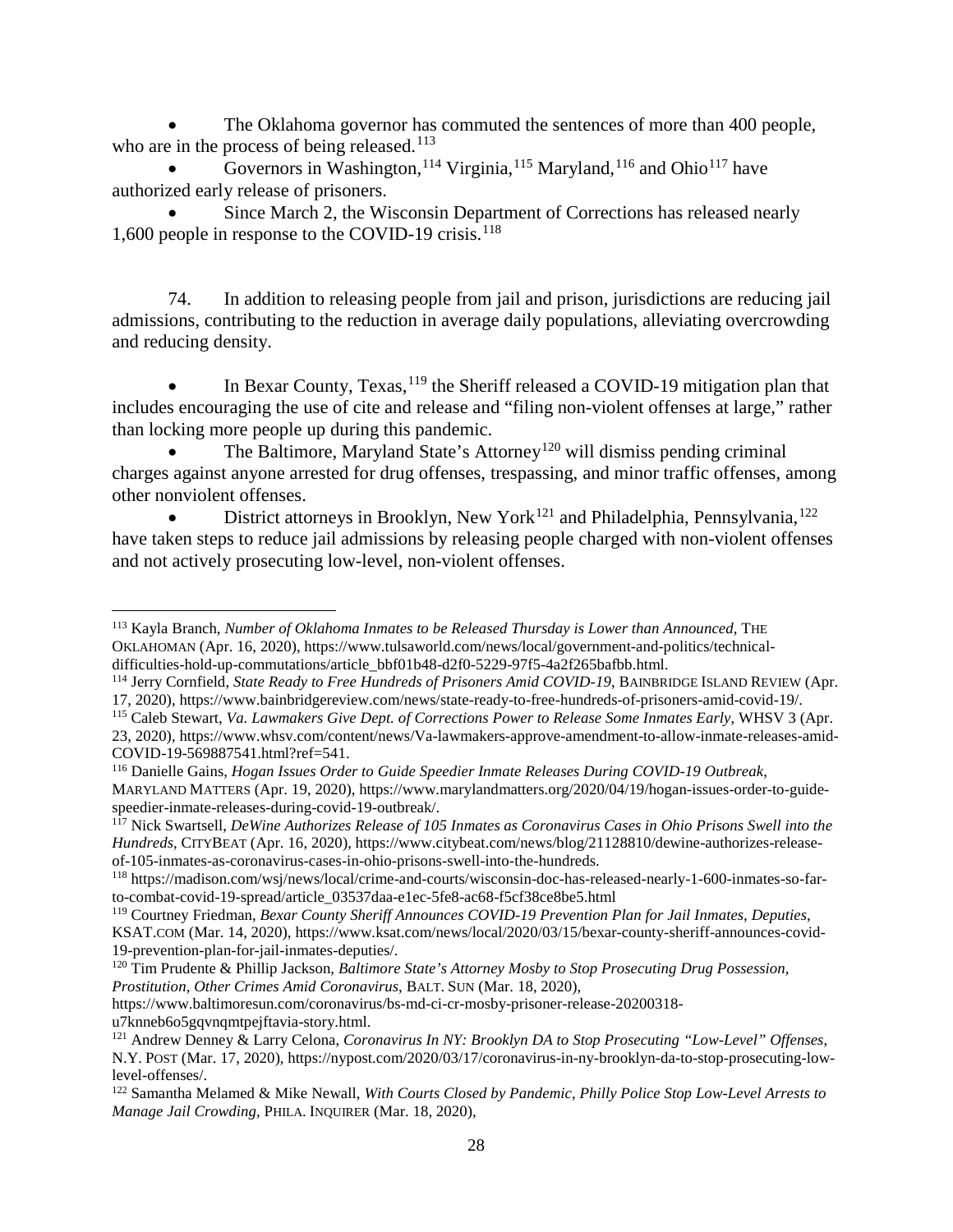- The Oklahoma governor has commuted the sentences of more than 400 people, who are in the process of being released.[113]
- Governors in Washington,[114] Virginia,[115] Maryland,[116] and Ohio[117] have authorized early release of prisoners.
- Since March 2, the Wisconsin Department of Corrections has released nearly 1,600 people in response to the COVID-19 crisis.[118]

74. In addition to releasing people from jail and prison, jurisdictions are reducing jail admissions, contributing to the reduction in average daily populations, alleviating overcrowding and reducing density.

- In Bexar County, Texas,[119] the Sheriff released a COVID-19 mitigation plan that includes encouraging the use of cite and release and "filing non-violent offenses at large," rather than locking more people up during this pandemic.
- The Baltimore, Maryland State's Attorney[120] will dismiss pending criminal charges against anyone arrested for drug offenses, trespassing, and minor traffic offenses, among other nonviolent offenses.
- District attorneys in Brooklyn, New York[121] and Philadelphia, Pennsylvania,[122] have taken steps to reduce jail admissions by releasing people charged with non-violent offenses and not actively prosecuting low-level, non-violent offenses.

---

[113] Kayla Branch, *Number of Oklahoma Inmates to be Released Thursday is Lower than Announced*, THE OKLAHOMAN (Apr. 16, 2020), https://www.tulsaworld.com/news/local/government-and-politics/technical-difficulties-hold-up-commutations/article_bbf01b48-d2f0-5229-97f5-4a2f265bafbb.html.

[114] Jerry Cornfield, *State Ready to Free Hundreds of Prisoners Amid COVID-19*, BAINBRIDGE ISLAND REVIEW (Apr. 17, 2020), https://www.bainbridgereview.com/news/state-ready-to-free-hundreds-of-prisoners-amid-covid-19/.

[115] Caleb Stewart, *Va. Lawmakers Give Dept. of Corrections Power to Release Some Inmates Early*, WHSV 3 (Apr. 23, 2020), https://www.whsv.com/content/news/Va-lawmakers-approve-amendment-to-allow-inmate-releases-amid-COVID-19-569887541.html?ref=541.

[116] Danielle Gains, *Hogan Issues Order to Guide Speedier Inmate Releases During COVID-19 Outbreak*, MARYLAND MATTERS (Apr. 19, 2020), https://www.marylandmatters.org/2020/04/19/hogan-issues-order-to-guide-speedier-inmate-releases-during-covid-19-outbreak/.

[117] Nick Swartsell, *DeWine Authorizes Release of 105 Inmates as Coronavirus Cases in Ohio Prisons Swell into the Hundreds*, CITYBEAT (Apr. 16, 2020), https://www.citybeat.com/news/blog/21128810/dewine-authorizes-release-of-105-inmates-as-coronavirus-cases-in-ohio-prisons-swell-into-the-hundreds.

[118] https://madison.com/wsj/news/local/crime-and-courts/wisconsin-doc-has-released-nearly-1-600-inmates-so-far-to-combat-covid-19-spread/article_03537daa-e1ec-5fe8-ac68-f5cf38ce8be5.html

[119] Courtney Friedman, *Bexar County Sheriff Announces COVID-19 Prevention Plan for Jail Inmates, Deputies*, KSAT.COM (Mar. 14, 2020), https://www.ksat.com/news/local/2020/03/15/bexar-county-sheriff-announces-covid-19-prevention-plan-for-jail-inmates-deputies/.

[120] Tim Prudente & Phillip Jackson, *Baltimore State's Attorney Mosby to Stop Prosecuting Drug Possession, Prostitution, Other Crimes Amid Coronavirus*, BALT. SUN (Mar. 18, 2020), https://www.baltimoresun.com/coronavirus/bs-md-ci-cr-mosby-prisoner-release-20200318-u7knneb6o5gqvnqmtpejftavia-story.html.

[121] Andrew Denney & Larry Celona, *Coronavirus In NY: Brooklyn DA to Stop Prosecuting "Low-Level" Offenses*, N.Y. POST (Mar. 17, 2020), https://nypost.com/2020/03/17/coronavirus-in-ny-brooklyn-da-to-stop-prosecuting-low-level-offenses/.

[122] Samantha Melamed & Mike Newall, *With Courts Closed by Pandemic, Philly Police Stop Low-Level Arrests to Manage Jail Crowding*, PHILA. INQUIRER (Mar. 18, 2020),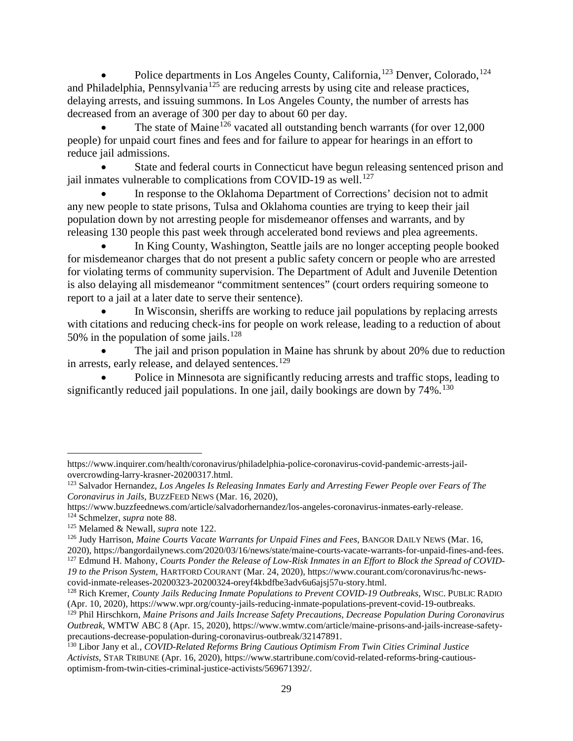- Police departments in Los Angeles County, California,[123] Denver, Colorado,[124] and Philadelphia, Pennsylvania[125] are reducing arrests by using cite and release practices, delaying arrests, and issuing summons. In Los Angeles County, the number of arrests has decreased from an average of 300 per day to about 60 per day.
- The state of Maine[126] vacated all outstanding bench warrants (for over 12,000 people) for unpaid court fines and fees and for failure to appear for hearings in an effort to reduce jail admissions.
- State and federal courts in Connecticut have begun releasing sentenced prison and jail inmates vulnerable to complications from COVID-19 as well.[127]
- In response to the Oklahoma Department of Corrections' decision not to admit any new people to state prisons, Tulsa and Oklahoma counties are trying to keep their jail population down by not arresting people for misdemeanor offenses and warrants, and by releasing 130 people this past week through accelerated bond reviews and plea agreements.
- In King County, Washington, Seattle jails are no longer accepting people booked for misdemeanor charges that do not present a public safety concern or people who are arrested for violating terms of community supervision. The Department of Adult and Juvenile Detention is also delaying all misdemeanor "commitment sentences" (court orders requiring someone to report to a jail at a later date to serve their sentence).
- In Wisconsin, sheriffs are working to reduce jail populations by replacing arrests with citations and reducing check-ins for people on work release, leading to a reduction of about 50% in the population of some jails.[128]
- The jail and prison population in Maine has shrunk by about 20% due to reduction in arrests, early release, and delayed sentences.[129]
- Police in Minnesota are significantly reducing arrests and traffic stops, leading to significantly reduced jail populations. In one jail, daily bookings are down by 74%.[130]

---

https://www.inquirer.com/health/coronavirus/philadelphia-police-coronavirus-covid-pandemic-arrests-jail-overcrowding-larry-krasner-20200317.html.

[123] Salvador Hernandez, *Los Angeles Is Releasing Inmates Early and Arresting Fewer People over Fears of The Coronavirus in Jails*, BUZZFEED NEWS (Mar. 16, 2020), https://www.buzzfeednews.com/article/salvadorhernandez/los-angeles-coronavirus-inmates-early-release.

[124] Schmelzer, *supra* note 88.

[125] Melamed & Newall, *supra* note 122.

[126] Judy Harrison, *Maine Courts Vacate Warrants for Unpaid Fines and Fees*, BANGOR DAILY NEWS (Mar. 16, 2020), https://bangordailynews.com/2020/03/16/news/state/maine-courts-vacate-warrants-for-unpaid-fines-and-fees.

[127] Edmund H. Mahony, *Courts Ponder the Release of Low-Risk Inmates in an Effort to Block the Spread of COVID-19 to the Prison System*, HARTFORD COURANT (Mar. 24, 2020), https://www.courant.com/coronavirus/hc-news-covid-inmate-releases-20200323-20200324-oreyf4kbdfbe3adv6u6ajsj57u-story.html.

[128] Rich Kremer, *County Jails Reducing Inmate Populations to Prevent COVID-19 Outbreaks*, WISC. PUBLIC RADIO (Apr. 10, 2020), https://www.wpr.org/county-jails-reducing-inmate-populations-prevent-covid-19-outbreaks.

[129] Phil Hirschkorn, *Maine Prisons and Jails Increase Safety Precautions, Decrease Population During Coronavirus Outbreak*, WMTW ABC 8 (Apr. 15, 2020), https://www.wmtw.com/article/maine-prisons-and-jails-increase-safety-precautions-decrease-population-during-coronavirus-outbreak/32147891.

[130] Libor Jany et al., *COVID-Related Reforms Bring Cautious Optimism From Twin Cities Criminal Justice Activists*, STAR TRIBUNE (Apr. 16, 2020), https://www.startribune.com/covid-related-reforms-bring-cautious-optimism-from-twin-cities-criminal-justice-activists/569671392/.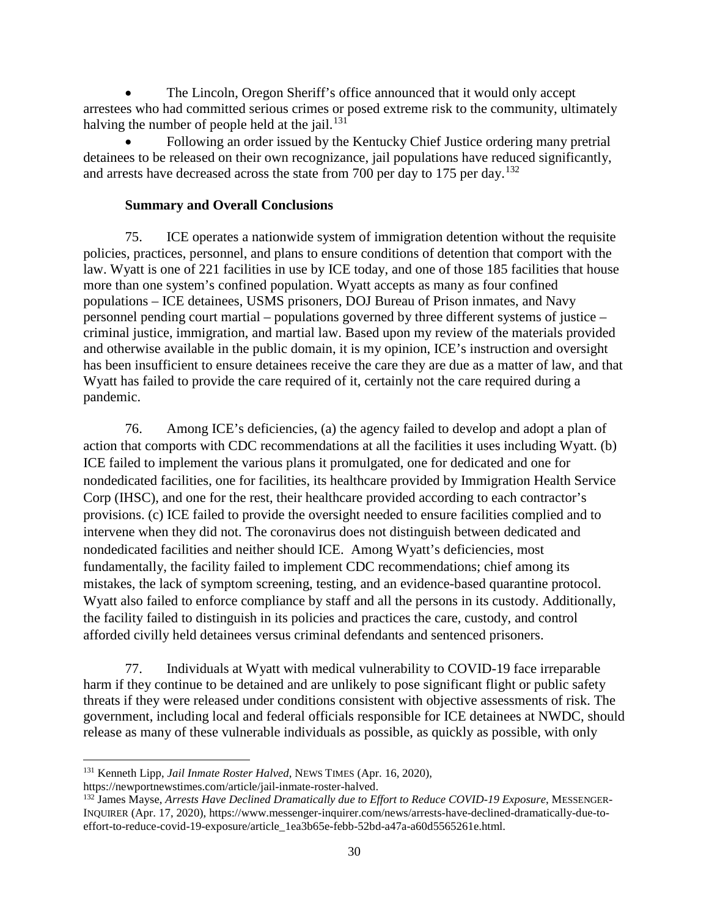- The Lincoln, Oregon Sheriff's office announced that it would only accept arrestees who had committed serious crimes or posed extreme risk to the community, ultimately halving the number of people held at the jail.[131]
- Following an order issued by the Kentucky Chief Justice ordering many pretrial detainees to be released on their own recognizance, jail populations have reduced significantly, and arrests have decreased across the state from 700 per day to 175 per day.[132]

**Summary and Overall Conclusions**

75. ICE operates a nationwide system of immigration detention without the requisite policies, practices, personnel, and plans to ensure conditions of detention that comport with the law. Wyatt is one of 221 facilities in use by ICE today, and one of those 185 facilities that house more than one system's confined population. Wyatt accepts as many as four confined populations – ICE detainees, USMS prisoners, DOJ Bureau of Prison inmates, and Navy personnel pending court martial – populations governed by three different systems of justice – criminal justice, immigration, and martial law. Based upon my review of the materials provided and otherwise available in the public domain, it is my opinion, ICE's instruction and oversight has been insufficient to ensure detainees receive the care they are due as a matter of law, and that Wyatt has failed to provide the care required of it, certainly not the care required during a pandemic.

76. Among ICE's deficiencies, (a) the agency failed to develop and adopt a plan of action that comports with CDC recommendations at all the facilities it uses including Wyatt. (b) ICE failed to implement the various plans it promulgated, one for dedicated and one for nondedicated facilities, one for facilities, its healthcare provided by Immigration Health Service Corp (IHSC), and one for the rest, their healthcare provided according to each contractor's provisions. (c) ICE failed to provide the oversight needed to ensure facilities complied and to intervene when they did not. The coronavirus does not distinguish between dedicated and nondedicated facilities and neither should ICE. Among Wyatt's deficiencies, most fundamentally, the facility failed to implement CDC recommendations; chief among its mistakes, the lack of symptom screening, testing, and an evidence-based quarantine protocol. Wyatt also failed to enforce compliance by staff and all the persons in its custody. Additionally, the facility failed to distinguish in its policies and practices the care, custody, and control afforded civilly held detainees versus criminal defendants and sentenced prisoners.

77. Individuals at Wyatt with medical vulnerability to COVID-19 face irreparable harm if they continue to be detained and are unlikely to pose significant flight or public safety threats if they were released under conditions consistent with objective assessments of risk. The government, including local and federal officials responsible for ICE detainees at NWDC, should release as many of these vulnerable individuals as possible, as quickly as possible, with only

---

[131] Kenneth Lipp, *Jail Inmate Roster Halved*, NEWS TIMES (Apr. 16, 2020), https://newportnewstimes.com/article/jail-inmate-roster-halved.

[132] James Mayse, *Arrests Have Declined Dramatically due to Effort to Reduce COVID-19 Exposure*, MESSENGER-INQUIRER (Apr. 17, 2020), https://www.messenger-inquirer.com/news/arrests-have-declined-dramatically-due-to-effort-to-reduce-covid-19-exposure/article_1ea3b65e-febb-52bd-a47a-a60d5565261e.html.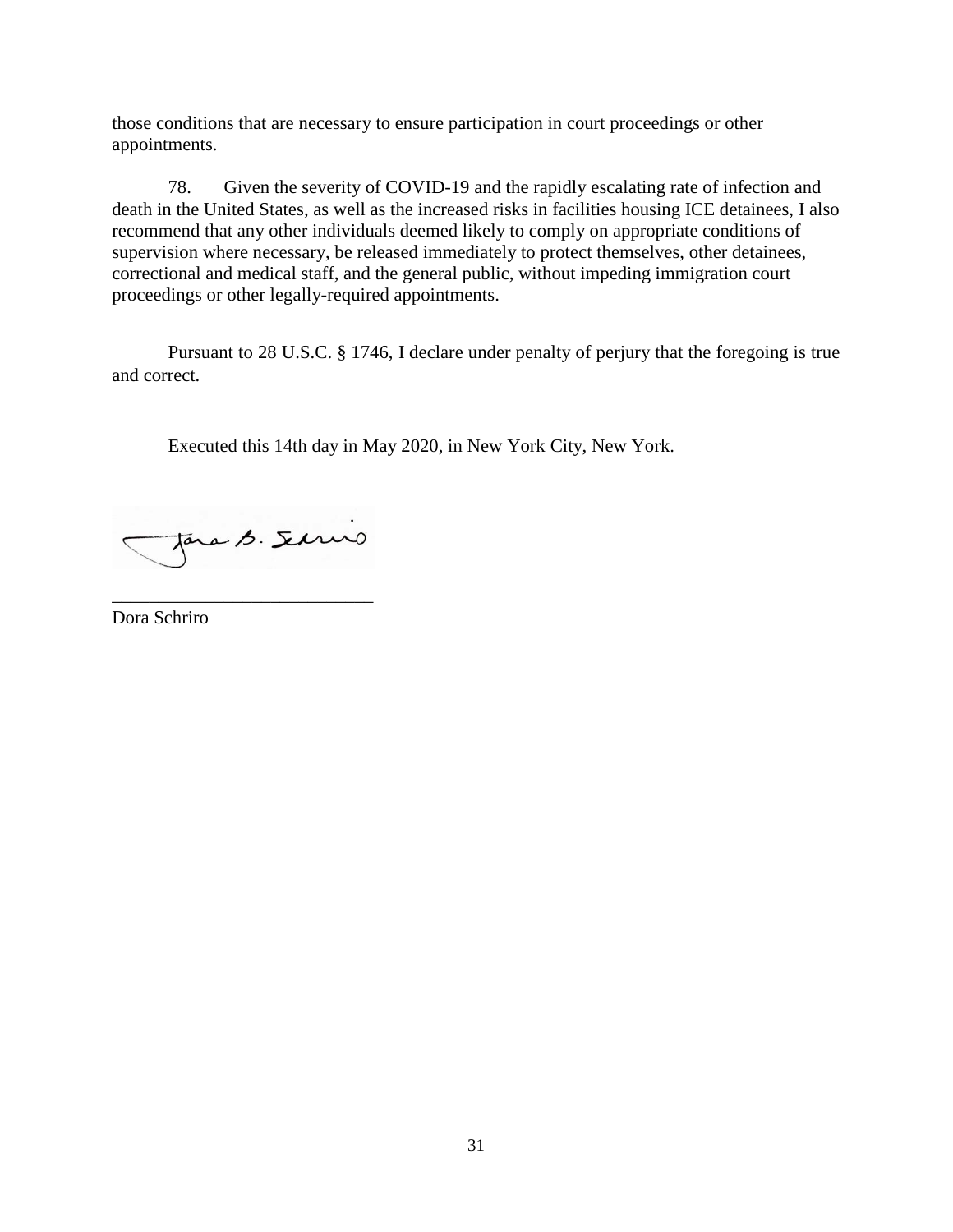those conditions that are necessary to ensure participation in court proceedings or other appointments.

78. Given the severity of COVID-19 and the rapidly escalating rate of infection and death in the United States, as well as the increased risks in facilities housing ICE detainees, I also recommend that any other individuals deemed likely to comply on appropriate conditions of supervision where necessary, be released immediately to protect themselves, other detainees, correctional and medical staff, and the general public, without impeding immigration court proceedings or other legally-required appointments.

Pursuant to 28 U.S.C. § 1746, I declare under penalty of perjury that the foregoing is true and correct.

Executed this 14th day in May 2020, in New York City, New York.

\_\_\_\_\_\_\_\_\_\_\_\_\_\_\_\_\_\_\_\_\_\_\_\_\_\_\_\_

Dora Schriro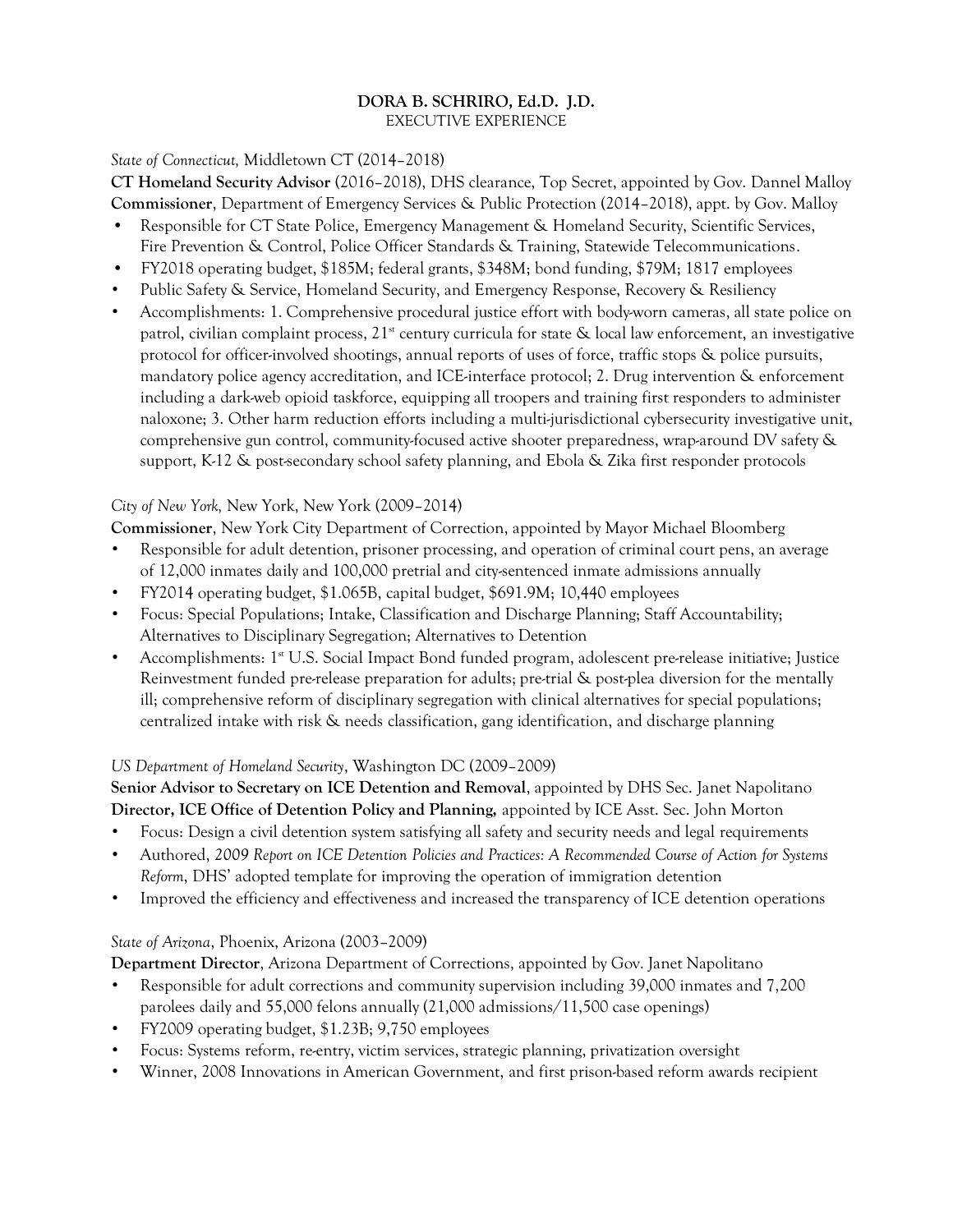# DORA B. SCHRIRO, Ed.D. J.D.

EXECUTIVE EXPERIENCE

*State of Connecticut,* Middletown CT (2014–2018)

**CT Homeland Security Advisor** (2016–2018), DHS clearance, Top Secret, appointed by Gov. Dannel Malloy
**Commissioner**, Department of Emergency Services & Public Protection (2014–2018), appt. by Gov. Malloy

- Responsible for CT State Police, Emergency Management & Homeland Security, Scientific Services, Fire Prevention & Control, Police Officer Standards & Training, Statewide Telecommunications.
- FY2018 operating budget, $185M; federal grants, $348M; bond funding, $79M; 1817 employees
- Public Safety & Service, Homeland Security, and Emergency Response, Recovery & Resiliency
- Accomplishments: 1. Comprehensive procedural justice effort with body-worn cameras, all state police on patrol, civilian complaint process, 21st century curricula for state & local law enforcement, an investigative protocol for officer-involved shootings, annual reports of uses of force, traffic stops & police pursuits, mandatory police agency accreditation, and ICE-interface protocol; 2. Drug intervention & enforcement including a dark-web opioid taskforce, equipping all troopers and training first responders to administer naloxone; 3. Other harm reduction efforts including a multi-jurisdictional cybersecurity investigative unit, comprehensive gun control, community-focused active shooter preparedness, wrap-around DV safety & support, K-12 & post-secondary school safety planning, and Ebola & Zika first responder protocols

*City of New York,* New York, New York (2009–2014)

**Commissioner**, New York City Department of Correction, appointed by Mayor Michael Bloomberg

- Responsible for adult detention, prisoner processing, and operation of criminal court pens, an average of 12,000 inmates daily and 100,000 pretrial and city-sentenced inmate admissions annually
- FY2014 operating budget, $1.065B, capital budget, $691.9M; 10,440 employees
- Focus: Special Populations; Intake, Classification and Discharge Planning; Staff Accountability; Alternatives to Disciplinary Segregation; Alternatives to Detention
- Accomplishments: 1st U.S. Social Impact Bond funded program, adolescent pre-release initiative; Justice Reinvestment funded pre-release preparation for adults; pre-trial & post-plea diversion for the mentally ill; comprehensive reform of disciplinary segregation with clinical alternatives for special populations; centralized intake with risk & needs classification, gang identification, and discharge planning

*US Department of Homeland Security*, Washington DC (2009–2009)

**Senior Advisor to Secretary on ICE Detention and Removal**, appointed by DHS Sec. Janet Napolitano
**Director, ICE Office of Detention Policy and Planning,** appointed by ICE Asst. Sec. John Morton

- Focus: Design a civil detention system satisfying all safety and security needs and legal requirements
- Authored, *2009 Report on ICE Detention Policies and Practices: A Recommended Course of Action for Systems Reform*, DHS' adopted template for improving the operation of immigration detention
- Improved the efficiency and effectiveness and increased the transparency of ICE detention operations

*State of Arizona*, Phoenix, Arizona (2003–2009)

**Department Director**, Arizona Department of Corrections, appointed by Gov. Janet Napolitano

- Responsible for adult corrections and community supervision including 39,000 inmates and 7,200 parolees daily and 55,000 felons annually (21,000 admissions/11,500 case openings)
- FY2009 operating budget, $1.23B; 9,750 employees
- Focus: Systems reform, re-entry, victim services, strategic planning, privatization oversight
- Winner, 2008 Innovations in American Government, and first prison-based reform awards recipient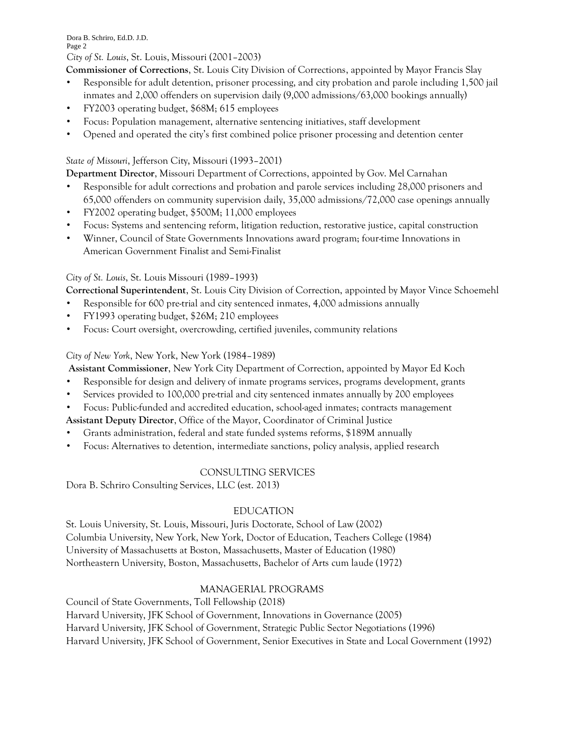*City of St. Louis*, St. Louis, Missouri (2001–2003)

**Commissioner of Corrections**, St. Louis City Division of Corrections, appointed by Mayor Francis Slay

- Responsible for adult detention, prisoner processing, and city probation and parole including 1,500 jail inmates and 2,000 offenders on supervision daily (9,000 admissions/63,000 bookings annually)
- FY2003 operating budget, $68M; 615 employees
- Focus: Population management, alternative sentencing initiatives, staff development
- Opened and operated the city's first combined police prisoner processing and detention center

*State of Missouri*, Jefferson City, Missouri (1993–2001)

**Department Director**, Missouri Department of Corrections, appointed by Gov. Mel Carnahan

- Responsible for adult corrections and probation and parole services including 28,000 prisoners and 65,000 offenders on community supervision daily, 35,000 admissions/72,000 case openings annually
- FY2002 operating budget, $500M; 11,000 employees
- Focus: Systems and sentencing reform, litigation reduction, restorative justice, capital construction
- Winner, Council of State Governments Innovations award program; four-time Innovations in American Government Finalist and Semi-Finalist

*City of St. Louis*, St. Louis Missouri (1989–1993)

**Correctional Superintendent**, St. Louis City Division of Correction, appointed by Mayor Vince Schoemehl

- Responsible for 600 pre-trial and city sentenced inmates, 4,000 admissions annually
- FY1993 operating budget, $26M; 210 employees
- Focus: Court oversight, overcrowding, certified juveniles, community relations

*City of New York*, New York, New York (1984–1989)

**Assistant Commissioner**, New York City Department of Correction, appointed by Mayor Ed Koch

- Responsible for design and delivery of inmate programs services, programs development, grants
- Services provided to 100,000 pre-trial and city sentenced inmates annually by 200 employees
- Focus: Public-funded and accredited education, school-aged inmates; contracts management

**Assistant Deputy Director**, Office of the Mayor, Coordinator of Criminal Justice

- Grants administration, federal and state funded systems reforms, $189M annually
- Focus: Alternatives to detention, intermediate sanctions, policy analysis, applied research

## CONSULTING SERVICES

Dora B. Schriro Consulting Services, LLC (est. 2013)

## EDUCATION

St. Louis University, St. Louis, Missouri, Juris Doctorate, School of Law (2002)
Columbia University, New York, New York, Doctor of Education, Teachers College (1984)
University of Massachusetts at Boston, Massachusetts, Master of Education (1980)
Northeastern University, Boston, Massachusetts, Bachelor of Arts cum laude (1972)

## MANAGERIAL PROGRAMS

Council of State Governments, Toll Fellowship (2018)
Harvard University, JFK School of Government, Innovations in Governance (2005)
Harvard University, JFK School of Government, Strategic Public Sector Negotiations (1996)
Harvard University, JFK School of Government, Senior Executives in State and Local Government (1992)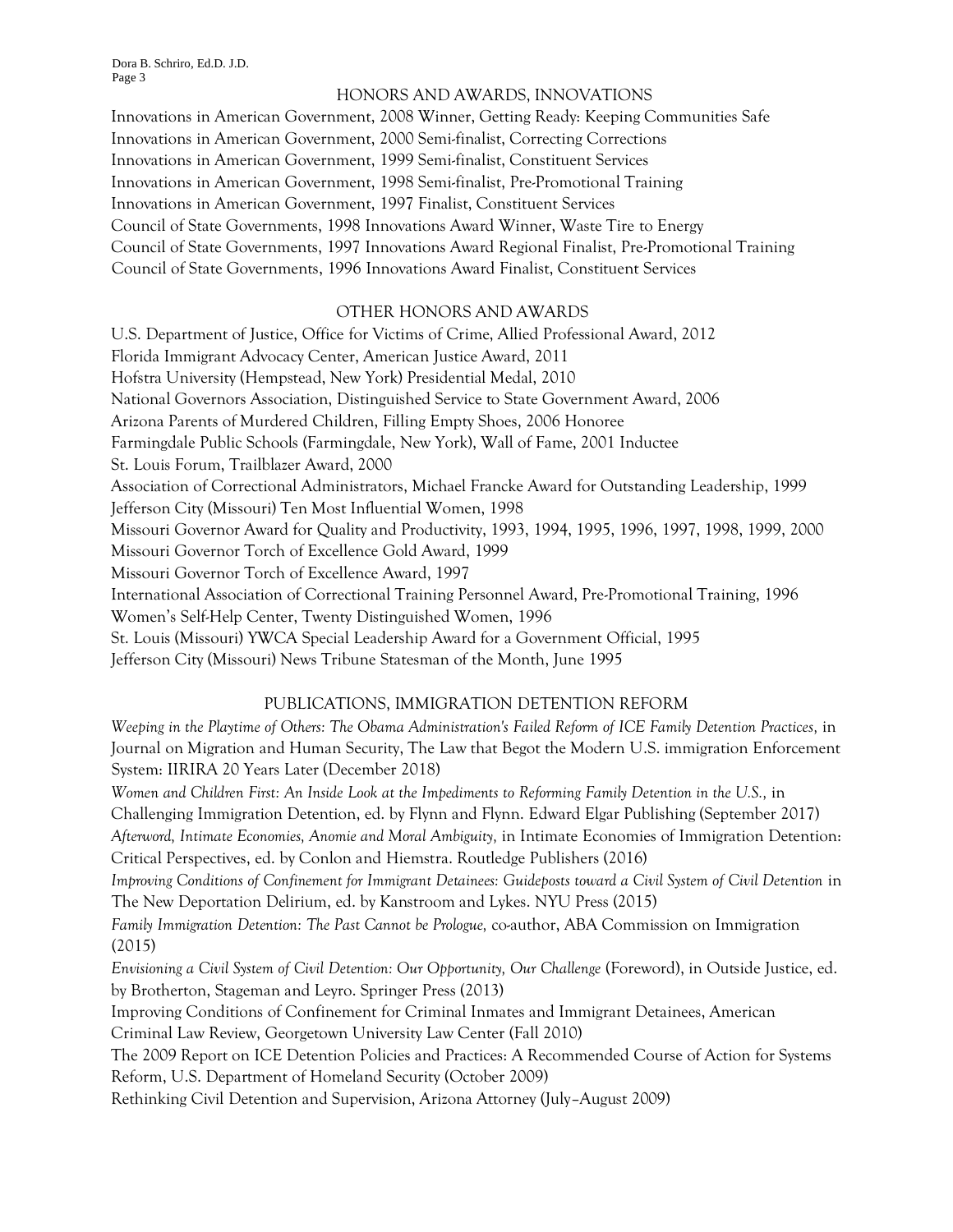## HONORS AND AWARDS, INNOVATIONS

Innovations in American Government, 2008 Winner, Getting Ready: Keeping Communities Safe
Innovations in American Government, 2000 Semi-finalist, Correcting Corrections
Innovations in American Government, 1999 Semi-finalist, Constituent Services
Innovations in American Government, 1998 Semi-finalist, Pre-Promotional Training
Innovations in American Government, 1997 Finalist, Constituent Services
Council of State Governments, 1998 Innovations Award Winner, Waste Tire to Energy
Council of State Governments, 1997 Innovations Award Regional Finalist, Pre-Promotional Training
Council of State Governments, 1996 Innovations Award Finalist, Constituent Services

## OTHER HONORS AND AWARDS

U.S. Department of Justice, Office for Victims of Crime, Allied Professional Award, 2012
Florida Immigrant Advocacy Center, American Justice Award, 2011
Hofstra University (Hempstead, New York) Presidential Medal, 2010
National Governors Association, Distinguished Service to State Government Award, 2006
Arizona Parents of Murdered Children, Filling Empty Shoes, 2006 Honoree
Farmingdale Public Schools (Farmingdale, New York), Wall of Fame, 2001 Inductee
St. Louis Forum, Trailblazer Award, 2000
Association of Correctional Administrators, Michael Francke Award for Outstanding Leadership, 1999
Jefferson City (Missouri) Ten Most Influential Women, 1998
Missouri Governor Award for Quality and Productivity, 1993, 1994, 1995, 1996, 1997, 1998, 1999, 2000
Missouri Governor Torch of Excellence Gold Award, 1999
Missouri Governor Torch of Excellence Award, 1997
International Association of Correctional Training Personnel Award, Pre-Promotional Training, 1996
Women's Self-Help Center, Twenty Distinguished Women, 1996
St. Louis (Missouri) YWCA Special Leadership Award for a Government Official, 1995
Jefferson City (Missouri) News Tribune Statesman of the Month, June 1995

## PUBLICATIONS, IMMIGRATION DETENTION REFORM

*Weeping in the Playtime of Others: The Obama Administration's Failed Reform of ICE Family Detention Practices,* in Journal on Migration and Human Security, The Law that Begot the Modern U.S. immigration Enforcement System: IIRIRA 20 Years Later (December 2018)

*Women and Children First: An Inside Look at the Impediments to Reforming Family Detention in the U.S.,* in Challenging Immigration Detention, ed. by Flynn and Flynn. Edward Elgar Publishing (September 2017)

*Afterword, Intimate Economies, Anomie and Moral Ambiguity,* in Intimate Economies of Immigration Detention: Critical Perspectives, ed. by Conlon and Hiemstra. Routledge Publishers (2016)

*Improving Conditions of Confinement for Immigrant Detainees: Guideposts toward a Civil System of Civil Detention* in The New Deportation Delirium, ed. by Kanstroom and Lykes. NYU Press (2015)

*Family Immigration Detention: The Past Cannot be Prologue,* co-author, ABA Commission on Immigration (2015)

*Envisioning a Civil System of Civil Detention: Our Opportunity, Our Challenge* (Foreword), in Outside Justice, ed. by Brotherton, Stageman and Leyro. Springer Press (2013)

Improving Conditions of Confinement for Criminal Inmates and Immigrant Detainees, American Criminal Law Review, Georgetown University Law Center (Fall 2010)

The 2009 Report on ICE Detention Policies and Practices: A Recommended Course of Action for Systems Reform, U.S. Department of Homeland Security (October 2009)

Rethinking Civil Detention and Supervision, Arizona Attorney (July–August 2009)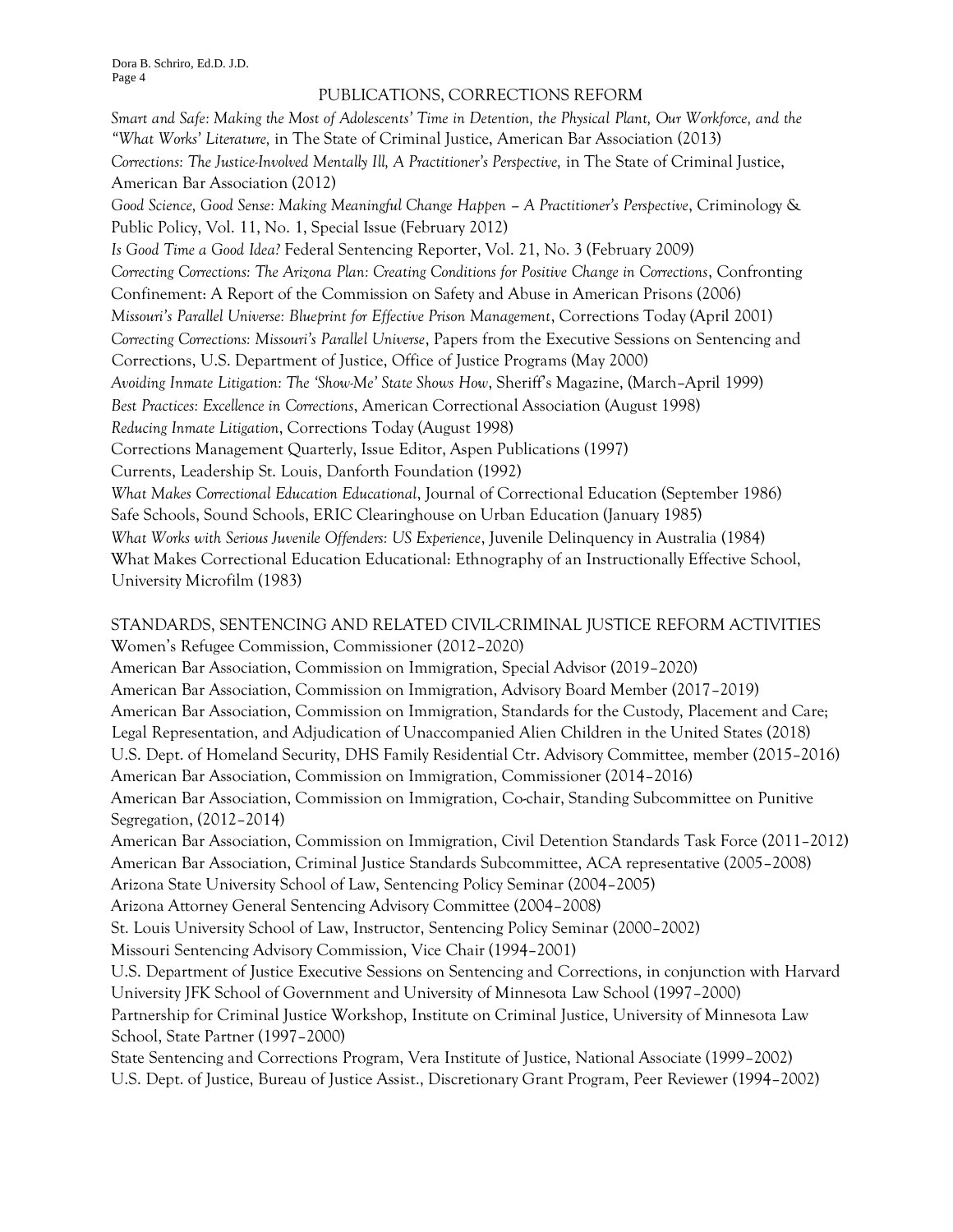## PUBLICATIONS, CORRECTIONS REFORM

*Smart and Safe: Making the Most of Adolescents' Time in Detention, the Physical Plant, Our Workforce, and the "What Works' Literature,* in The State of Criminal Justice, American Bar Association (2013)

*Corrections: The Justice-Involved Mentally Ill, A Practitioner's Perspective,* in The State of Criminal Justice, American Bar Association (2012)

*Good Science, Good Sense: Making Meaningful Change Happen – A Practitioner's Perspective*, Criminology & Public Policy, Vol. 11, No. 1, Special Issue (February 2012)

*Is Good Time a Good Idea?* Federal Sentencing Reporter, Vol. 21, No. 3 (February 2009)

*Correcting Corrections: The Arizona Plan: Creating Conditions for Positive Change in Corrections*, Confronting Confinement: A Report of the Commission on Safety and Abuse in American Prisons (2006)

*Missouri's Parallel Universe: Blueprint for Effective Prison Management*, Corrections Today (April 2001)

*Correcting Corrections: Missouri's Parallel Universe*, Papers from the Executive Sessions on Sentencing and Corrections, U.S. Department of Justice, Office of Justice Programs (May 2000)

*Avoiding Inmate Litigation: The 'Show-Me' State Shows How*, Sheriff's Magazine, (March–April 1999)

*Best Practices: Excellence in Corrections*, American Correctional Association (August 1998)

*Reducing Inmate Litigation*, Corrections Today (August 1998)

Corrections Management Quarterly, Issue Editor, Aspen Publications (1997)

Currents, Leadership St. Louis, Danforth Foundation (1992)

*What Makes Correctional Education Educational*, Journal of Correctional Education (September 1986)

Safe Schools, Sound Schools, ERIC Clearinghouse on Urban Education (January 1985)

*What Works with Serious Juvenile Offenders: US Experience*, Juvenile Delinquency in Australia (1984)

What Makes Correctional Education Educational: Ethnography of an Instructionally Effective School, University Microfilm (1983)

## STANDARDS, SENTENCING AND RELATED CIVIL-CRIMINAL JUSTICE REFORM ACTIVITIES

Women's Refugee Commission, Commissioner (2012–2020)

American Bar Association, Commission on Immigration, Special Advisor (2019–2020)

American Bar Association, Commission on Immigration, Advisory Board Member (2017–2019)

American Bar Association, Commission on Immigration, Standards for the Custody, Placement and Care; Legal Representation, and Adjudication of Unaccompanied Alien Children in the United States (2018)

U.S. Dept. of Homeland Security, DHS Family Residential Ctr. Advisory Committee, member (2015–2016)

American Bar Association, Commission on Immigration, Commissioner (2014–2016)

American Bar Association, Commission on Immigration, Co-chair, Standing Subcommittee on Punitive Segregation, (2012–2014)

American Bar Association, Commission on Immigration, Civil Detention Standards Task Force (2011–2012)

American Bar Association, Criminal Justice Standards Subcommittee, ACA representative (2005–2008)

Arizona State University School of Law, Sentencing Policy Seminar (2004–2005)

Arizona Attorney General Sentencing Advisory Committee (2004–2008)

St. Louis University School of Law, Instructor, Sentencing Policy Seminar (2000–2002)

Missouri Sentencing Advisory Commission, Vice Chair (1994–2001)

U.S. Department of Justice Executive Sessions on Sentencing and Corrections, in conjunction with Harvard University JFK School of Government and University of Minnesota Law School (1997–2000)

Partnership for Criminal Justice Workshop, Institute on Criminal Justice, University of Minnesota Law School, State Partner (1997–2000)

State Sentencing and Corrections Program, Vera Institute of Justice, National Associate (1999–2002)

U.S. Dept. of Justice, Bureau of Justice Assist., Discretionary Grant Program, Peer Reviewer (1994–2002)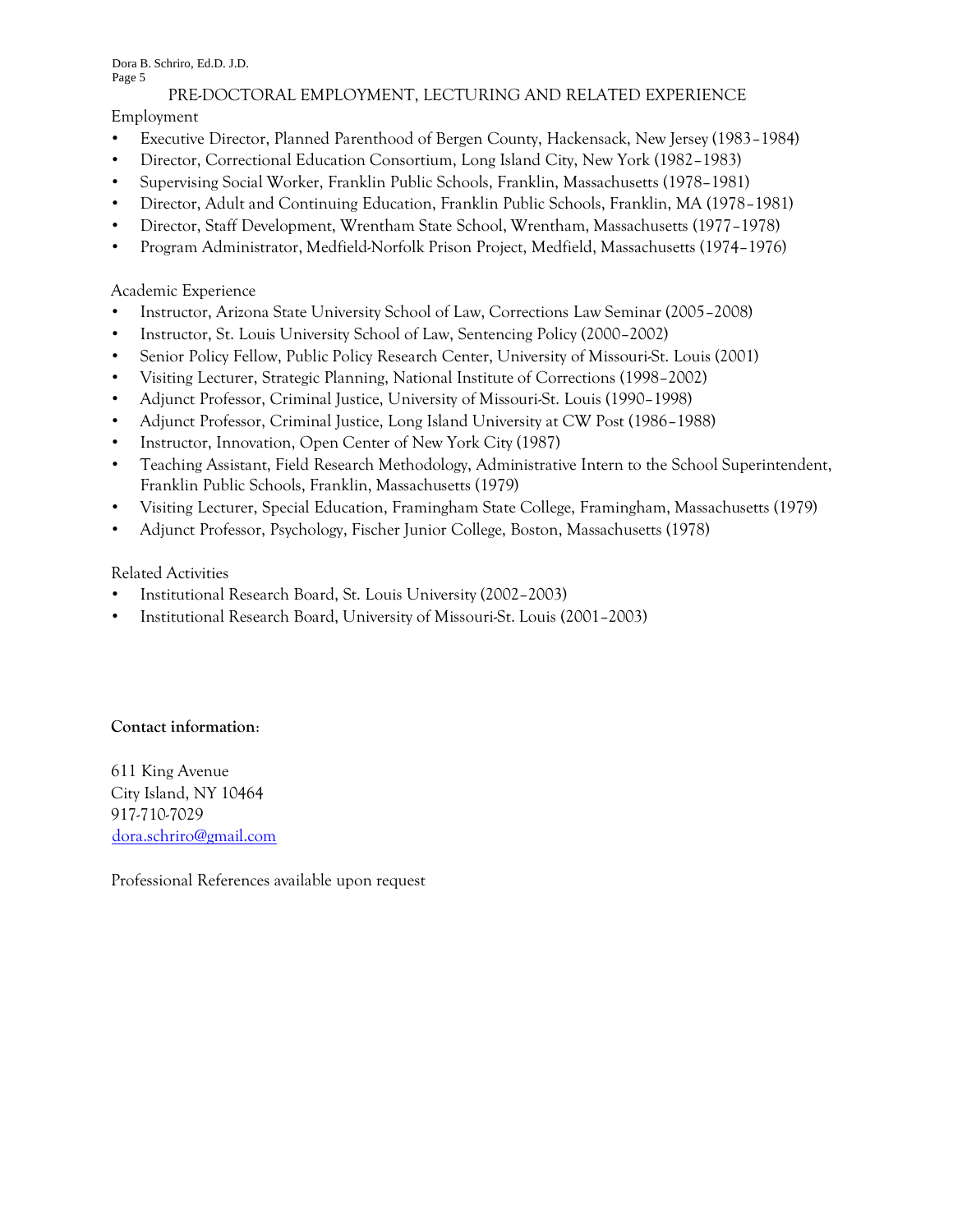## PRE-DOCTORAL EMPLOYMENT, LECTURING AND RELATED EXPERIENCE

Employment

- Executive Director, Planned Parenthood of Bergen County, Hackensack, New Jersey (1983–1984)
- Director, Correctional Education Consortium, Long Island City, New York (1982–1983)
- Supervising Social Worker, Franklin Public Schools, Franklin, Massachusetts (1978–1981)
- Director, Adult and Continuing Education, Franklin Public Schools, Franklin, MA (1978–1981)
- Director, Staff Development, Wrentham State School, Wrentham, Massachusetts (1977–1978)
- Program Administrator, Medfield-Norfolk Prison Project, Medfield, Massachusetts (1974–1976)

Academic Experience

- Instructor, Arizona State University School of Law, Corrections Law Seminar (2005–2008)
- Instructor, St. Louis University School of Law, Sentencing Policy (2000–2002)
- Senior Policy Fellow, Public Policy Research Center, University of Missouri-St. Louis (2001)
- Visiting Lecturer, Strategic Planning, National Institute of Corrections (1998–2002)
- Adjunct Professor, Criminal Justice, University of Missouri-St. Louis (1990–1998)
- Adjunct Professor, Criminal Justice, Long Island University at CW Post (1986–1988)
- Instructor, Innovation, Open Center of New York City (1987)
- Teaching Assistant, Field Research Methodology, Administrative Intern to the School Superintendent, Franklin Public Schools, Franklin, Massachusetts (1979)
- Visiting Lecturer, Special Education, Framingham State College, Framingham, Massachusetts (1979)
- Adjunct Professor, Psychology, Fischer Junior College, Boston, Massachusetts (1978)

Related Activities

- Institutional Research Board, St. Louis University (2002–2003)
- Institutional Research Board, University of Missouri-St. Louis (2001–2003)

**Contact information**:

611 King Avenue
City Island, NY 10464
917-710-7029
dora.schriro@gmail.com

Professional References available upon request